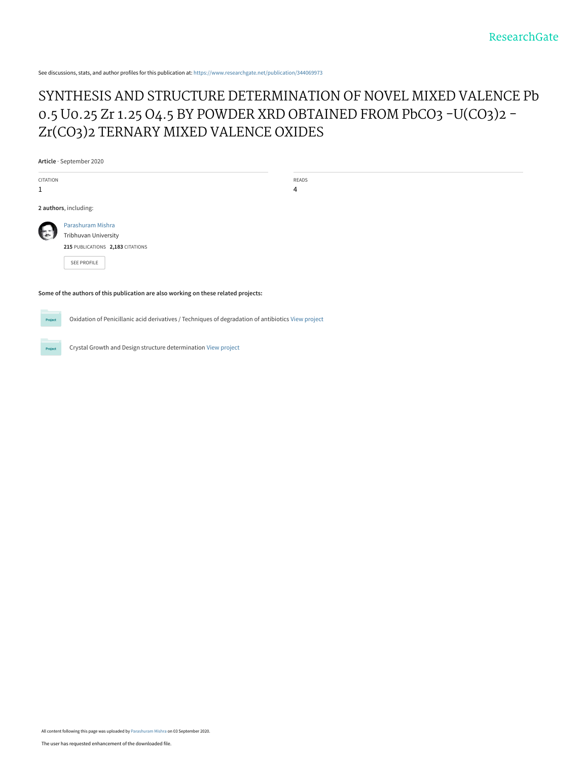ResearchGate

See discussions, stats, and author profiles for this publication at: https://www.researchgate.net/publication/344069973

# SYNTHESIS AND STRUCTURE DETERMINATION OF NOVEL MIXED VALENCE Pb 0.5 U0.25 Zr 1.25 O4.5 BY POWDER XRD OBTAINED FROM PbCO3 -U(CO3)2 - Zr(CO3)2 TERNARY MIXED VALENCE OXIDES

**Article** · September 2020

| CITATION | READS |
|---|---|
| 1 | 4 |

**2 authors**, including:

Parashuram Mishra
Tribhuvan University
**215** PUBLICATIONS **2,183** CITATIONS

SEE PROFILE

**Some of the authors of this publication are also working on these related projects:**

Oxidation of Penicillanic acid derivatives / Techniques of degradation of antibiotics View project

Crystal Growth and Design structure determination View project

All content following this page was uploaded by Parashuram Mishra on 03 September 2020.

The user has requested enhancement of the downloaded file.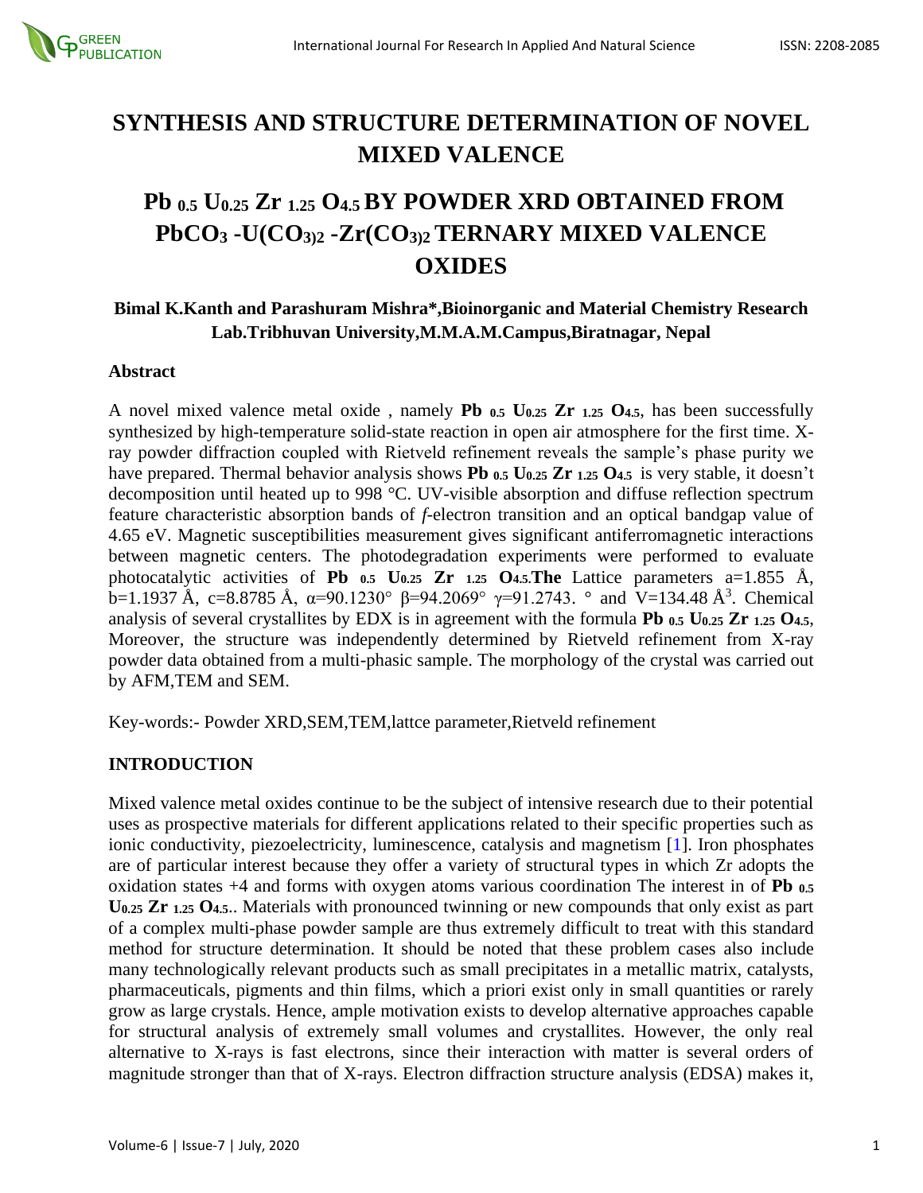# SYNTHESIS AND STRUCTURE DETERMINATION OF NOVEL MIXED VALENCE

# $Pb_{0.5}U_{0.25}Zr_{1.25}O_{4.5}$ BY POWDER XRD OBTAINED FROM $PbCO_3$ -$U(CO_3)_2$ -$Zr(CO_3)_2$ TERNARY MIXED VALENCE OXIDES

**Bimal K.Kanth and Parashuram Mishra\*,Bioinorganic and Material Chemistry Research Lab.Tribhuvan University,M.M.A.M.Campus,Biratnagar, Nepal**

## Abstract

A novel mixed valence metal oxide , namely **$Pb_{0.5}U_{0.25}Zr_{1.25}O_{4.5}$**, has been successfully synthesized by high-temperature solid-state reaction in open air atmosphere for the first time. X-ray powder diffraction coupled with Rietveld refinement reveals the sample's phase purity we have prepared. Thermal behavior analysis shows **$Pb_{0.5}U_{0.25}Zr_{1.25}O_{4.5}$** is very stable, it doesn't decomposition until heated up to 998 °C. UV-visible absorption and diffuse reflection spectrum feature characteristic absorption bands of *f*-electron transition and an optical bandgap value of 4.65 eV. Magnetic susceptibilities measurement gives significant antiferromagnetic interactions between magnetic centers. The photodegradation experiments were performed to evaluate photocatalytic activities of **$Pb_{0.5}U_{0.25}Zr_{1.25}O_{4.5}$.The** Lattice parameters a=1.855 Å, b=1.1937 Å, c=8.8785 Å, α=90.1230° β=94.2069° γ=91.2743. ° and V=134.48 Å$^3$. Chemical analysis of several crystallites by EDX is in agreement with the formula **$Pb_{0.5}U_{0.25}Zr_{1.25}O_{4.5}$**, Moreover, the structure was independently determined by Rietveld refinement from X-ray powder data obtained from a multi-phasic sample. The morphology of the crystal was carried out by AFM,TEM and SEM.

Key-words:- Powder XRD,SEM,TEM,lattce parameter,Rietveld refinement

## INTRODUCTION

Mixed valence metal oxides continue to be the subject of intensive research due to their potential uses as prospective materials for different applications related to their specific properties such as ionic conductivity, piezoelectricity, luminescence, catalysis and magnetism [1]. Iron phosphates are of particular interest because they offer a variety of structural types in which Zr adopts the oxidation states +4 and forms with oxygen atoms various coordination The interest in of **$Pb_{0.5}U_{0.25}Zr_{1.25}O_{4.5}$**.. Materials with pronounced twinning or new compounds that only exist as part of a complex multi-phase powder sample are thus extremely difficult to treat with this standard method for structure determination. It should be noted that these problem cases also include many technologically relevant products such as small precipitates in a metallic matrix, catalysts, pharmaceuticals, pigments and thin films, which a priori exist only in small quantities or rarely grow as large crystals. Hence, ample motivation exists to develop alternative approaches capable for structural analysis of extremely small volumes and crystallites. However, the only real alternative to X-rays is fast electrons, since their interaction with matter is several orders of magnitude stronger than that of X-rays. Electron diffraction structure analysis (EDSA) makes it,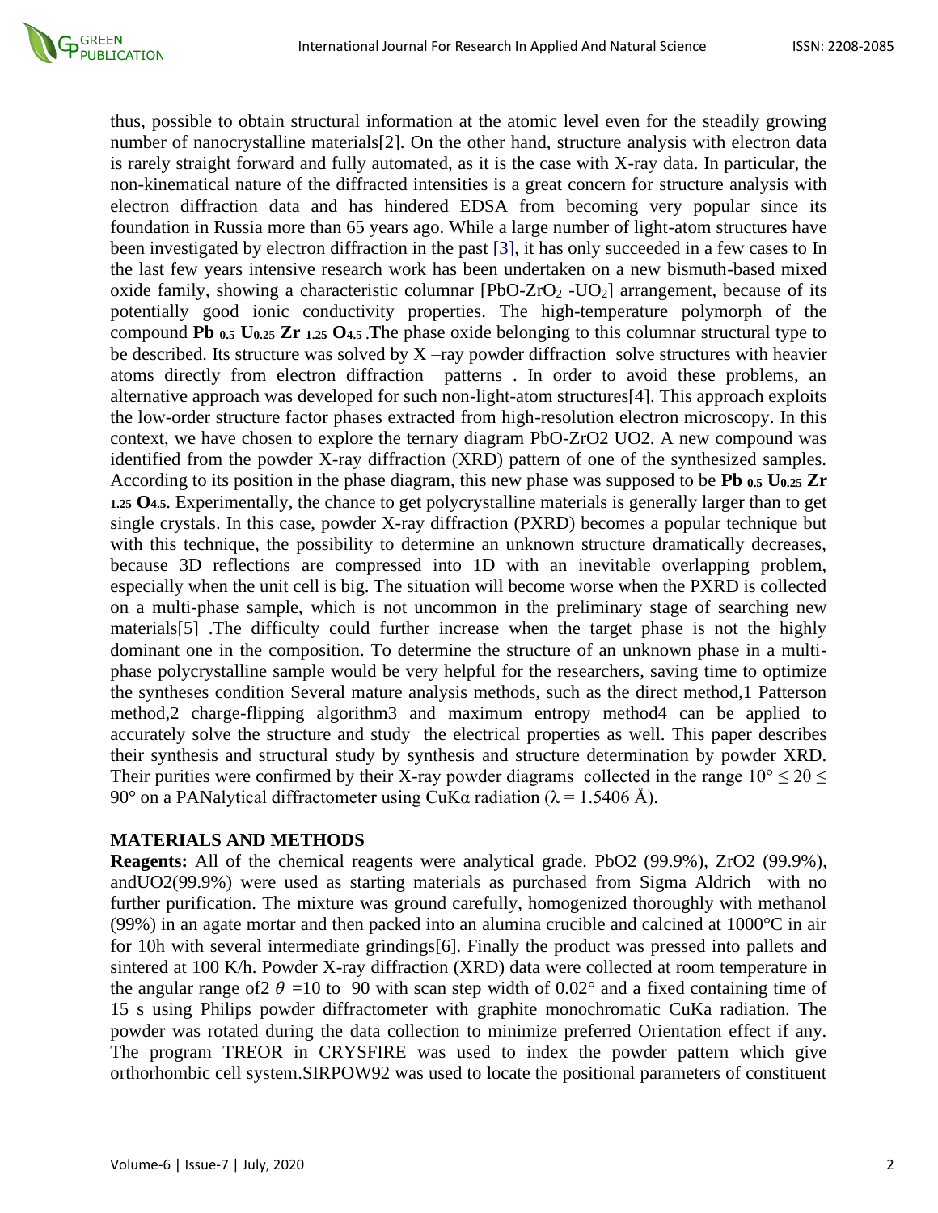thus, possible to obtain structural information at the atomic level even for the steadily growing number of nanocrystalline materials[2]. On the other hand, structure analysis with electron data is rarely straight forward and fully automated, as it is the case with X-ray data. In particular, the non-kinematical nature of the diffracted intensities is a great concern for structure analysis with electron diffraction data and has hindered EDSA from becoming very popular since its foundation in Russia more than 65 years ago. While a large number of light-atom structures have been investigated by electron diffraction in the past [3], it has only succeeded in a few cases to In the last few years intensive research work has been undertaken on a new bismuth-based mixed oxide family, showing a characteristic columnar [$PbO$-$ZrO_2$ -$UO_2$] arrangement, because of its potentially good ionic conductivity properties. The high-temperature polymorph of the compound **$Pb_{0.5}$ $U_{0.25}$ $Zr_{1.25}$ $O_{4.5}$** .**T**he phase oxide belonging to this columnar structural type to be described. Its structure was solved by X –ray powder diffraction solve structures with heavier atoms directly from electron diffraction patterns . In order to avoid these problems, an alternative approach was developed for such non-light-atom structures[4]. This approach exploits the low-order structure factor phases extracted from high-resolution electron microscopy. In this context, we have chosen to explore the ternary diagram PbO-ZrO2 UO2. A new compound was identified from the powder X-ray diffraction (XRD) pattern of one of the synthesized samples. According to its position in the phase diagram, this new phase was supposed to be **$Pb_{0.5}$ $U_{0.25}$ $Zr_{1.25}$ $O_{4.5}$**. Experimentally, the chance to get polycrystalline materials is generally larger than to get single crystals. In this case, powder X-ray diffraction (PXRD) becomes a popular technique but with this technique, the possibility to determine an unknown structure dramatically decreases, because 3D reflections are compressed into 1D with an inevitable overlapping problem, especially when the unit cell is big. The situation will become worse when the PXRD is collected on a multi-phase sample, which is not uncommon in the preliminary stage of searching new materials[5] .The difficulty could further increase when the target phase is not the highly dominant one in the composition. To determine the structure of an unknown phase in a multi-phase polycrystalline sample would be very helpful for the researchers, saving time to optimize the syntheses condition Several mature analysis methods, such as the direct method,1 Patterson method,2 charge-flipping algorithm3 and maximum entropy method4 can be applied to accurately solve the structure and study the electrical properties as well. This paper describes their synthesis and structural study by synthesis and structure determination by powder XRD. Their purities were confirmed by their X-ray powder diagrams collected in the range $10° \leq 2\theta \leq 90°$ on a PANalytical diffractometer using CuKα radiation ($\lambda = 1.5406$ Å).

## MATERIALS AND METHODS

**Reagents:** All of the chemical reagents were analytical grade. PbO2 (99.9%), ZrO2 (99.9%), andUO2(99.9%) were used as starting materials as purchased from Sigma Aldrich with no further purification. The mixture was ground carefully, homogenized thoroughly with methanol (99%) in an agate mortar and then packed into an alumina crucible and calcined at 1000°C in air for 10h with several intermediate grindings[6]. Finally the product was pressed into pallets and sintered at 100 K/h. Powder X-ray diffraction (XRD) data were collected at room temperature in the angular range of$2\theta$ =10 to 90 with scan step width of 0.02° and a fixed containing time of 15 s using Philips powder diffractometer with graphite monochromatic CuKa radiation. The powder was rotated during the data collection to minimize preferred Orientation effect if any. The program TREOR in CRYSFIRE was used to index the powder pattern which give orthorhombic cell system.SIRPOW92 was used to locate the positional parameters of constituent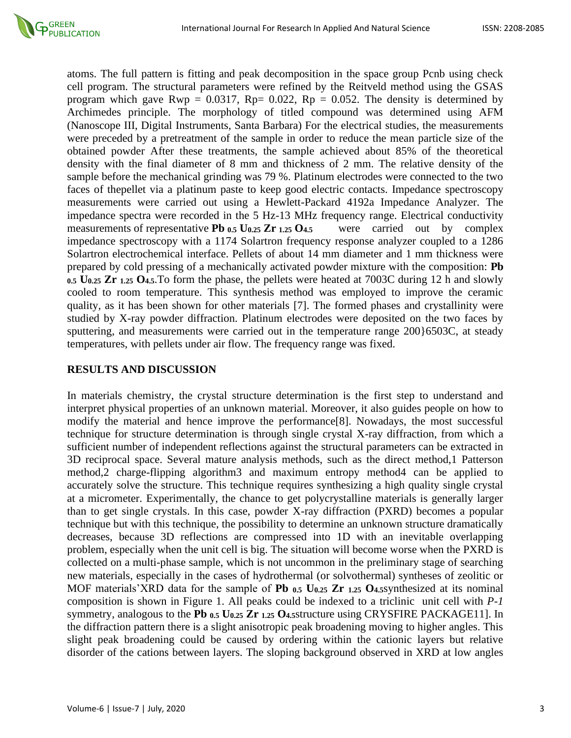atoms. The full pattern is fitting and peak decomposition in the space group Pcnb using check cell program. The structural parameters were refined by the Reitveld method using the GSAS program which gave Rwp = 0.0317, Rp= 0.022, Rp = 0.052. The density is determined by Archimedes principle. The morphology of titled compound was determined using AFM (Nanoscope III, Digital Instruments, Santa Barbara) For the electrical studies, the measurements were preceded by a pretreatment of the sample in order to reduce the mean particle size of the obtained powder After these treatments, the sample achieved about 85% of the theoretical density with the final diameter of 8 mm and thickness of 2 mm. The relative density of the sample before the mechanical grinding was 79 %. Platinum electrodes were connected to the two faces of thepellet via a platinum paste to keep good electric contacts. Impedance spectroscopy measurements were carried out using a Hewlett-Packard 4192a Impedance Analyzer. The impedance spectra were recorded in the 5 Hz-13 MHz frequency range. Electrical conductivity measurements of representative $\mathbf{Pb_{0.5} U_{0.25} Zr_{1.25} O_{4.5}}$ were carried out by complex impedance spectroscopy with a 1174 Solartron frequency response analyzer coupled to a 1286 Solartron electrochemical interface. Pellets of about 14 mm diameter and 1 mm thickness were prepared by cold pressing of a mechanically activated powder mixture with the composition: $\mathbf{Pb_{0.5} U_{0.25} Zr_{1.25} O_{4.5}}$.To form the phase, the pellets were heated at 7003C during 12 h and slowly cooled to room temperature. This synthesis method was employed to improve the ceramic quality, as it has been shown for other materials [7]. The formed phases and crystallinity were studied by X-ray powder diffraction. Platinum electrodes were deposited on the two faces by sputtering, and measurements were carried out in the temperature range 200}6503C, at steady temperatures, with pellets under air flow. The frequency range was fixed.

## RESULTS AND DISCUSSION

In materials chemistry, the crystal structure determination is the first step to understand and interpret physical properties of an unknown material. Moreover, it also guides people on how to modify the material and hence improve the performance[8]. Nowadays, the most successful technique for structure determination is through single crystal X-ray diffraction, from which a sufficient number of independent reflections against the structural parameters can be extracted in 3D reciprocal space. Several mature analysis methods, such as the direct method,1 Patterson method,2 charge-flipping algorithm3 and maximum entropy method4 can be applied to accurately solve the structure. This technique requires synthesizing a high quality single crystal at a micrometer. Experimentally, the chance to get polycrystalline materials is generally larger than to get single crystals. In this case, powder X-ray diffraction (PXRD) becomes a popular technique but with this technique, the possibility to determine an unknown structure dramatically decreases, because 3D reflections are compressed into 1D with an inevitable overlapping problem, especially when the unit cell is big. The situation will become worse when the PXRD is collected on a multi-phase sample, which is not uncommon in the preliminary stage of searching new materials, especially in the cases of hydrothermal (or solvothermal) syntheses of zeolitic or MOF materials'XRD data for the sample of $\mathbf{Pb_{0.5} U_{0.25} Zr_{1.25} O_{4.5}}$synthesized at its nominal composition is shown in Figure 1. All peaks could be indexed to a triclinic unit cell with *P-1* symmetry, analogous to the $\mathbf{Pb_{0.5} U_{0.25} Zr_{1.25} O_{4.5}}$structure using CRYSFIRE PACKAGE11]. In the diffraction pattern there is a slight anisotropic peak broadening moving to higher angles. This slight peak broadening could be caused by ordering within the cationic layers but relative disorder of the cations between layers. The sloping background observed in XRD at low angles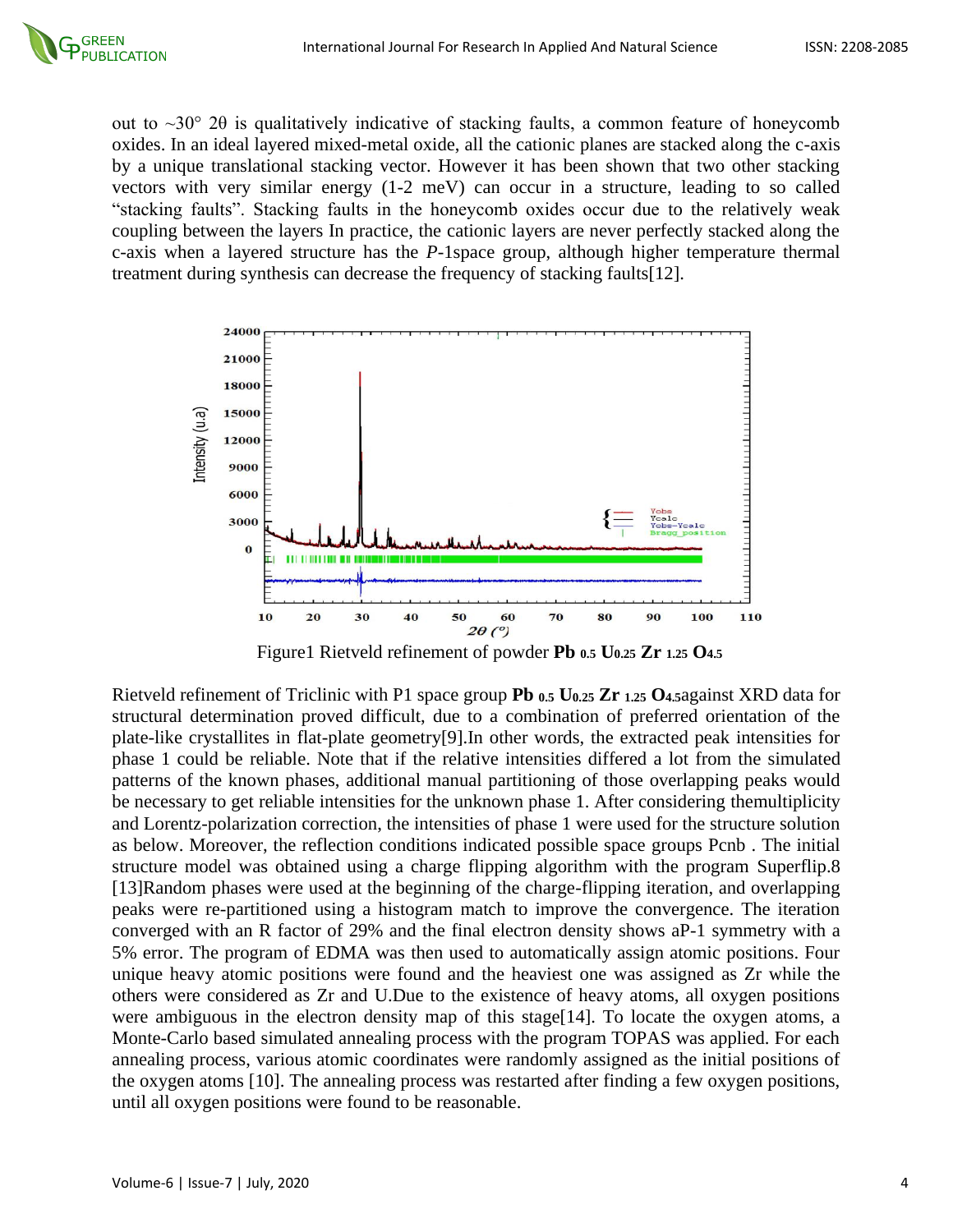out to ~30° 2θ is qualitatively indicative of stacking faults, a common feature of honeycomb oxides. In an ideal layered mixed-metal oxide, all the cationic planes are stacked along the c-axis by a unique translational stacking vector. However it has been shown that two other stacking vectors with very similar energy (1-2 meV) can occur in a structure, leading to so called "stacking faults". Stacking faults in the honeycomb oxides occur due to the relatively weak coupling between the layers In practice, the cationic layers are never perfectly stacked along the c-axis when a layered structure has the *P*-1space group, although higher temperature thermal treatment during synthesis can decrease the frequency of stacking faults[12].

Figure1 Rietveld refinement of powder $\mathbf{Pb_{0.5}\ U_{0.25}\ Zr_{1.25}\ O_{4.5}}$

Rietveld refinement of Triclinic with P1 space group $\mathbf{Pb_{0.5}\ U_{0.25}\ Zr_{1.25}\ O_{4.5}}$against XRD data for structural determination proved difficult, due to a combination of preferred orientation of the plate-like crystallites in flat-plate geometry[9].In other words, the extracted peak intensities for phase 1 could be reliable. Note that if the relative intensities differed a lot from the simulated patterns of the known phases, additional manual partitioning of those overlapping peaks would be necessary to get reliable intensities for the unknown phase 1. After considering themultiplicity and Lorentz-polarization correction, the intensities of phase 1 were used for the structure solution as below. Moreover, the reflection conditions indicated possible space groups Pcnb . The initial structure model was obtained using a charge flipping algorithm with the program Superflip.8 [13]Random phases were used at the beginning of the charge-flipping iteration, and overlapping peaks were re-partitioned using a histogram match to improve the convergence. The iteration converged with an R factor of 29% and the final electron density shows aP-1 symmetry with a 5% error. The program of EDMA was then used to automatically assign atomic positions. Four unique heavy atomic positions were found and the heaviest one was assigned as Zr while the others were considered as Zr and U.Due to the existence of heavy atoms, all oxygen positions were ambiguous in the electron density map of this stage[14]. To locate the oxygen atoms, a Monte-Carlo based simulated annealing process with the program TOPAS was applied. For each annealing process, various atomic coordinates were randomly assigned as the initial positions of the oxygen atoms [10]. The annealing process was restarted after finding a few oxygen positions, until all oxygen positions were found to be reasonable.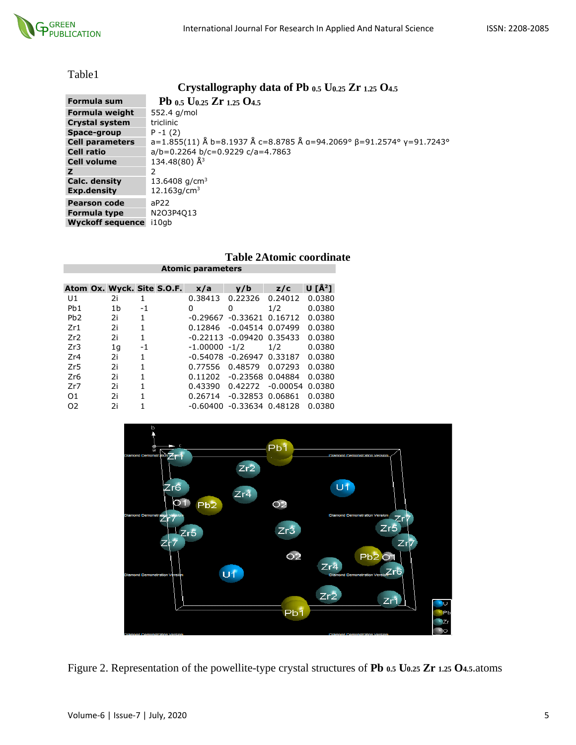Table1

### Crystallography data of $Pb_{0.5}U_{0.25}Zr_{1.25}O_{4.5}$

| | |
|---|---|
| **Formula sum** | $Pb_{0.5}U_{0.25}Zr_{1.25}O_{4.5}$ |
| **Formula weight** | 552.4 g/mol |
| **Crystal system** | triclinic |
| **Space-group** | P -1 (2) |
| **Cell parameters** | a=1.855(11) Å b=8.1937 Å c=8.8785 Å α=94.2069° β=91.2574° γ=91.7243° |
| **Cell ratio** | a/b=0.2264 b/c=0.9229 c/a=4.7863 |
| **Cell volume** | 134.48(80) Å$^3$ |
| **Z** | 2 |
| **Calc. density** | 13.6408 g/cm$^3$ |
| **Exp.density** | 12.163g/cm$^3$ |
| **Pearson code** | aP22 |
| **Formula type** | N2O3P4Q13 |
| **Wyckoff sequence** | i10gb |

### Table 2Atomic coordinate

**Atomic parameters**

| Atom | Ox. | Wyck. | Site | S.O.F. | x/a | y/b | z/c | U [Å$^2$] |
|---|---|---|---|---|---|---|---|---|
| U1 | | 2i | 1 | | 0.38413 | 0.22326 | 0.24012 | 0.0380 |
| Pb1 | | 1b | -1 | | 0 | 0 | 1/2 | 0.0380 |
| Pb2 | | 2i | 1 | | -0.29667 | -0.33621 | 0.16712 | 0.0380 |
| Zr1 | | 2i | 1 | | 0.12846 | -0.04514 | 0.07499 | 0.0380 |
| Zr2 | | 2i | 1 | | -0.22113 | -0.09420 | 0.35433 | 0.0380 |
| Zr3 | | 1g | -1 | | -1.00000 | -1/2 | 1/2 | 0.0380 |
| Zr4 | | 2i | 1 | | -0.54078 | -0.26947 | 0.33187 | 0.0380 |
| Zr5 | | 2i | 1 | | 0.77556 | 0.48579 | 0.07293 | 0.0380 |
| Zr6 | | 2i | 1 | | 0.11202 | -0.23568 | 0.04884 | 0.0380 |
| Zr7 | | 2i | 1 | | 0.43390 | 0.42272 | -0.00054 | 0.0380 |
| O1 | | 2i | 1 | | 0.26714 | -0.32853 | 0.06861 | 0.0380 |
| O2 | | 2i | 1 | | -0.60400 | -0.33634 | 0.48128 | 0.0380 |

Figure 2. Representation of the powellite-type crystal structures of $Pb_{0.5}U_{0.25}Zr_{1.25}O_{4.5}$.atoms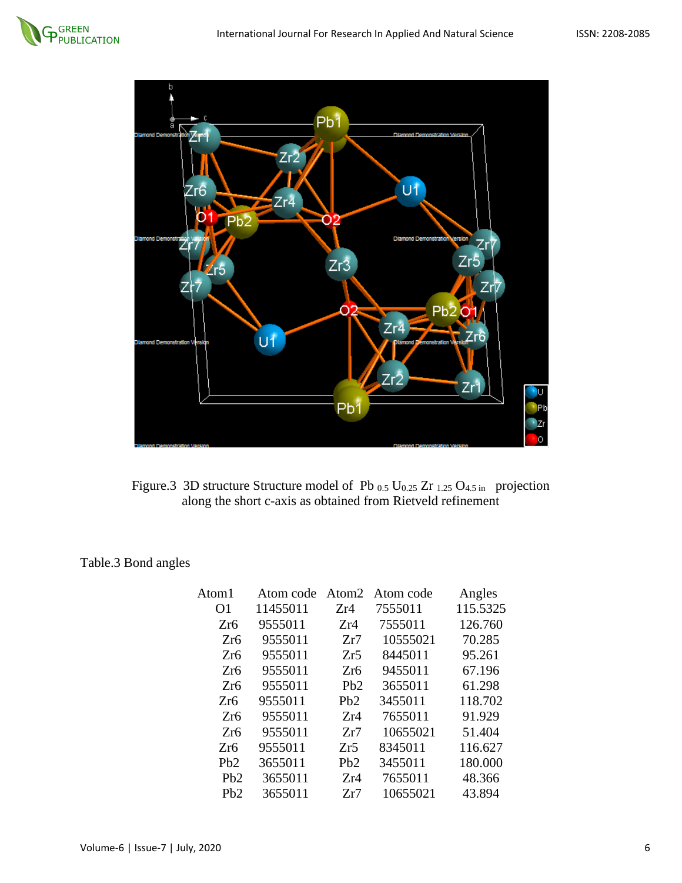Figure.3 3D structure Structure model of $Pb_{0.5} U_{0.25} Zr_{1.25} O_{4.5}$ in projection along the short c-axis as obtained from Rietveld refinement

Table.3 Bond angles

| Atom1 | Atom code | Atom2 | Atom code | Angles |
|---|---|---|---|---|
| O1 | 11455011 | Zr4 | 7555011 | 115.5325 |
| Zr6 | 9555011 | Zr4 | 7555011 | 126.760 |
| Zr6 | 9555011 | Zr7 | 10555021 | 70.285 |
| Zr6 | 9555011 | Zr5 | 8445011 | 95.261 |
| Zr6 | 9555011 | Zr6 | 9455011 | 67.196 |
| Zr6 | 9555011 | Pb2 | 3655011 | 61.298 |
| Zr6 | 9555011 | Pb2 | 3455011 | 118.702 |
| Zr6 | 9555011 | Zr4 | 7655011 | 91.929 |
| Zr6 | 9555011 | Zr7 | 10655021 | 51.404 |
| Zr6 | 9555011 | Zr5 | 8345011 | 116.627 |
| Pb2 | 3655011 | Pb2 | 3455011 | 180.000 |
| Pb2 | 3655011 | Zr4 | 7655011 | 48.366 |
| Pb2 | 3655011 | Zr7 | 10655021 | 43.894 |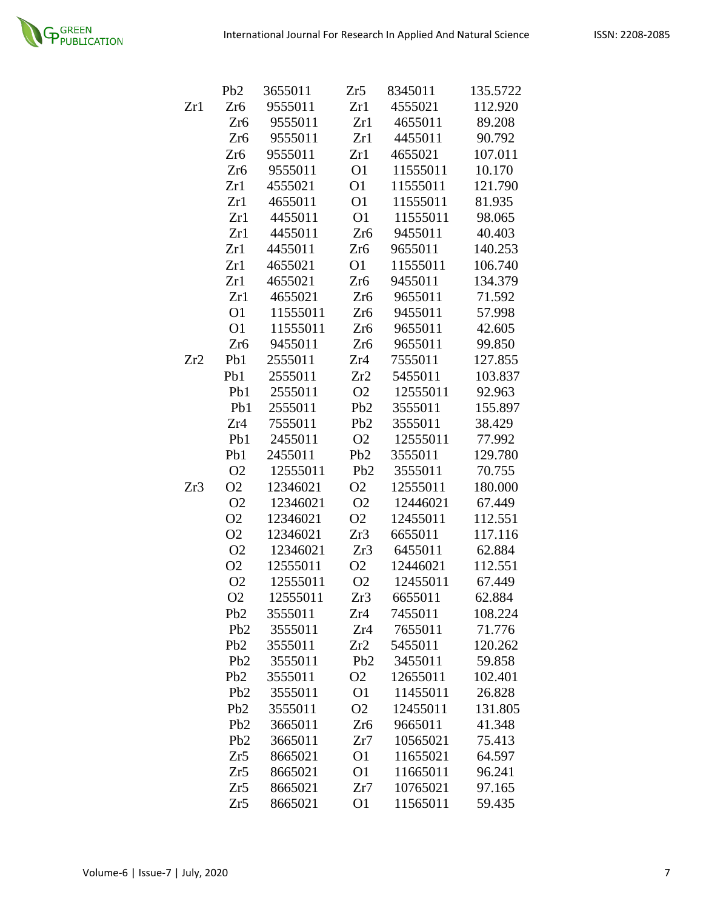| | | | | | |
|---|---|---|---|---|---|
| | Pb2 | 3655011 | Zr5 | 8345011 | 135.5722 |
| Zr1 | Zr6 | 9555011 | Zr1 | 4555021 | 112.920 |
| | Zr6 | 9555011 | Zr1 | 4655011 | 89.208 |
| | Zr6 | 9555011 | Zr1 | 4455011 | 90.792 |
| | Zr6 | 9555011 | Zr1 | 4655021 | 107.011 |
| | Zr6 | 9555011 | O1 | 11555011 | 10.170 |
| | Zr1 | 4555021 | O1 | 11555011 | 121.790 |
| | Zr1 | 4655011 | O1 | 11555011 | 81.935 |
| | Zr1 | 4455011 | O1 | 11555011 | 98.065 |
| | Zr1 | 4455011 | Zr6 | 9455011 | 40.403 |
| | Zr1 | 4455011 | Zr6 | 9655011 | 140.253 |
| | Zr1 | 4655021 | O1 | 11555011 | 106.740 |
| | Zr1 | 4655021 | Zr6 | 9455011 | 134.379 |
| | Zr1 | 4655021 | Zr6 | 9655011 | 71.592 |
| | O1 | 11555011 | Zr6 | 9455011 | 57.998 |
| | O1 | 11555011 | Zr6 | 9655011 | 42.605 |
| | Zr6 | 9455011 | Zr6 | 9655011 | 99.850 |
| Zr2 | Pb1 | 2555011 | Zr4 | 7555011 | 127.855 |
| | Pb1 | 2555011 | Zr2 | 5455011 | 103.837 |
| | Pb1 | 2555011 | O2 | 12555011 | 92.963 |
| | Pb1 | 2555011 | Pb2 | 3555011 | 155.897 |
| | Zr4 | 7555011 | Pb2 | 3555011 | 38.429 |
| | Pb1 | 2455011 | O2 | 12555011 | 77.992 |
| | Pb1 | 2455011 | Pb2 | 3555011 | 129.780 |
| | O2 | 12555011 | Pb2 | 3555011 | 70.755 |
| Zr3 | O2 | 12346021 | O2 | 12555011 | 180.000 |
| | O2 | 12346021 | O2 | 12446021 | 67.449 |
| | O2 | 12346021 | O2 | 12455011 | 112.551 |
| | O2 | 12346021 | Zr3 | 6655011 | 117.116 |
| | O2 | 12346021 | Zr3 | 6455011 | 62.884 |
| | O2 | 12555011 | O2 | 12446021 | 112.551 |
| | O2 | 12555011 | O2 | 12455011 | 67.449 |
| | O2 | 12555011 | Zr3 | 6655011 | 62.884 |
| | Pb2 | 3555011 | Zr4 | 7455011 | 108.224 |
| | Pb2 | 3555011 | Zr4 | 7655011 | 71.776 |
| | Pb2 | 3555011 | Zr2 | 5455011 | 120.262 |
| | Pb2 | 3555011 | Pb2 | 3455011 | 59.858 |
| | Pb2 | 3555011 | O2 | 12655011 | 102.401 |
| | Pb2 | 3555011 | O1 | 11455011 | 26.828 |
| | Pb2 | 3555011 | O2 | 12455011 | 131.805 |
| | Pb2 | 3665011 | Zr6 | 9665011 | 41.348 |
| | Pb2 | 3665011 | Zr7 | 10565021 | 75.413 |
| | Zr5 | 8665021 | O1 | 11655021 | 64.597 |
| | Zr5 | 8665021 | O1 | 11665011 | 96.241 |
| | Zr5 | 8665021 | Zr7 | 10765021 | 97.165 |
| | Zr5 | 8665021 | O1 | 11565011 | 59.435 |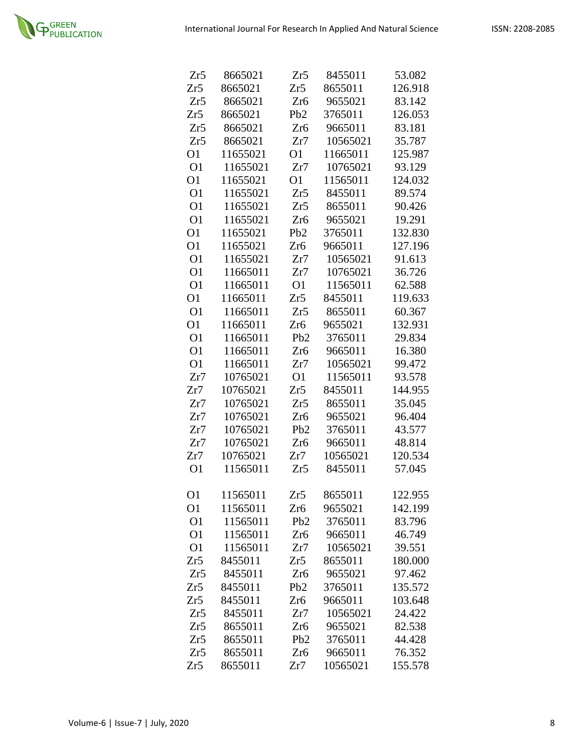| Zr5 | 8665021 | Zr5 | 8455011 | 53.082 |
|---|---|---|---|---|
| Zr5 | 8665021 | Zr5 | 8655011 | 126.918 |
| Zr5 | 8665021 | Zr6 | 9655021 | 83.142 |
| Zr5 | 8665021 | Pb2 | 3765011 | 126.053 |
| Zr5 | 8665021 | Zr6 | 9665011 | 83.181 |
| Zr5 | 8665021 | Zr7 | 10565021 | 35.787 |
| O1 | 11655021 | O1 | 11665011 | 125.987 |
| O1 | 11655021 | Zr7 | 10765021 | 93.129 |
| O1 | 11655021 | O1 | 11565011 | 124.032 |
| O1 | 11655021 | Zr5 | 8455011 | 89.574 |
| O1 | 11655021 | Zr5 | 8655011 | 90.426 |
| O1 | 11655021 | Zr6 | 9655021 | 19.291 |
| O1 | 11655021 | Pb2 | 3765011 | 132.830 |
| O1 | 11655021 | Zr6 | 9665011 | 127.196 |
| O1 | 11655021 | Zr7 | 10565021 | 91.613 |
| O1 | 11665011 | Zr7 | 10765021 | 36.726 |
| O1 | 11665011 | O1 | 11565011 | 62.588 |
| O1 | 11665011 | Zr5 | 8455011 | 119.633 |
| O1 | 11665011 | Zr5 | 8655011 | 60.367 |
| O1 | 11665011 | Zr6 | 9655021 | 132.931 |
| O1 | 11665011 | Pb2 | 3765011 | 29.834 |
| O1 | 11665011 | Zr6 | 9665011 | 16.380 |
| O1 | 11665011 | Zr7 | 10565021 | 99.472 |
| Zr7 | 10765021 | O1 | 11565011 | 93.578 |
| Zr7 | 10765021 | Zr5 | 8455011 | 144.955 |
| Zr7 | 10765021 | Zr5 | 8655011 | 35.045 |
| Zr7 | 10765021 | Zr6 | 9655021 | 96.404 |
| Zr7 | 10765021 | Pb2 | 3765011 | 43.577 |
| Zr7 | 10765021 | Zr6 | 9665011 | 48.814 |
| Zr7 | 10765021 | Zr7 | 10565021 | 120.534 |
| O1 | 11565011 | Zr5 | 8455011 | 57.045 |
| O1 | 11565011 | Zr5 | 8655011 | 122.955 |
| O1 | 11565011 | Zr6 | 9655021 | 142.199 |
| O1 | 11565011 | Pb2 | 3765011 | 83.796 |
| O1 | 11565011 | Zr6 | 9665011 | 46.749 |
| O1 | 11565011 | Zr7 | 10565021 | 39.551 |
| Zr5 | 8455011 | Zr5 | 8655011 | 180.000 |
| Zr5 | 8455011 | Zr6 | 9655021 | 97.462 |
| Zr5 | 8455011 | Pb2 | 3765011 | 135.572 |
| Zr5 | 8455011 | Zr6 | 9665011 | 103.648 |
| Zr5 | 8455011 | Zr7 | 10565021 | 24.422 |
| Zr5 | 8655011 | Zr6 | 9655021 | 82.538 |
| Zr5 | 8655011 | Pb2 | 3765011 | 44.428 |
| Zr5 | 8655011 | Zr6 | 9665011 | 76.352 |
| Zr5 | 8655011 | Zr7 | 10565021 | 155.578 |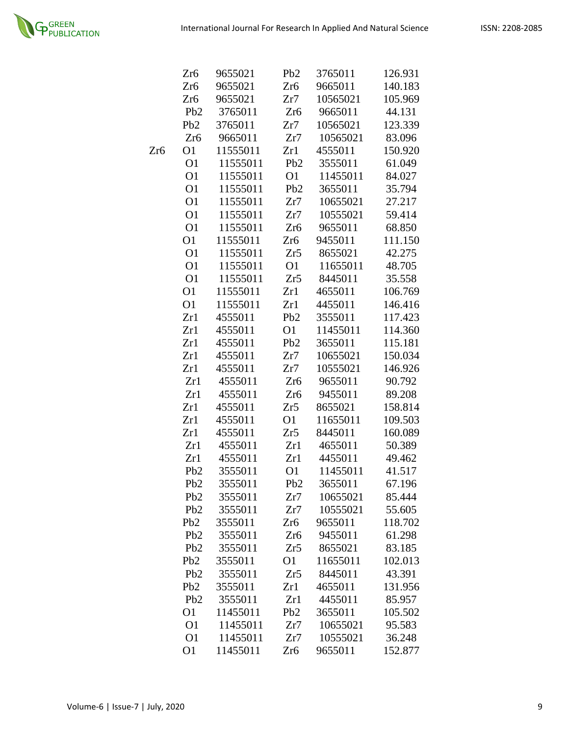| | | | | | |
|---|---|---|---|---|---|
| | Zr6 | 9655021 | Pb2 | 3765011 | 126.931 |
| | Zr6 | 9655021 | Zr6 | 9665011 | 140.183 |
| | Zr6 | 9655021 | Zr7 | 10565021 | 105.969 |
| | Pb2 | 3765011 | Zr6 | 9665011 | 44.131 |
| | Pb2 | 3765011 | Zr7 | 10565021 | 123.339 |
| | Zr6 | 9665011 | Zr7 | 10565021 | 83.096 |
| Zr6 | O1 | 11555011 | Zr1 | 4555011 | 150.920 |
| | O1 | 11555011 | Pb2 | 3555011 | 61.049 |
| | O1 | 11555011 | O1 | 11455011 | 84.027 |
| | O1 | 11555011 | Pb2 | 3655011 | 35.794 |
| | O1 | 11555011 | Zr7 | 10655021 | 27.217 |
| | O1 | 11555011 | Zr7 | 10555021 | 59.414 |
| | O1 | 11555011 | Zr6 | 9655011 | 68.850 |
| | O1 | 11555011 | Zr6 | 9455011 | 111.150 |
| | O1 | 11555011 | Zr5 | 8655021 | 42.275 |
| | O1 | 11555011 | O1 | 11655011 | 48.705 |
| | O1 | 11555011 | Zr5 | 8445011 | 35.558 |
| | O1 | 11555011 | Zr1 | 4655011 | 106.769 |
| | O1 | 11555011 | Zr1 | 4455011 | 146.416 |
| | Zr1 | 4555011 | Pb2 | 3555011 | 117.423 |
| | Zr1 | 4555011 | O1 | 11455011 | 114.360 |
| | Zr1 | 4555011 | Pb2 | 3655011 | 115.181 |
| | Zr1 | 4555011 | Zr7 | 10655021 | 150.034 |
| | Zr1 | 4555011 | Zr7 | 10555021 | 146.926 |
| | Zr1 | 4555011 | Zr6 | 9655011 | 90.792 |
| | Zr1 | 4555011 | Zr6 | 9455011 | 89.208 |
| | Zr1 | 4555011 | Zr5 | 8655021 | 158.814 |
| | Zr1 | 4555011 | O1 | 11655011 | 109.503 |
| | Zr1 | 4555011 | Zr5 | 8445011 | 160.089 |
| | Zr1 | 4555011 | Zr1 | 4655011 | 50.389 |
| | Zr1 | 4555011 | Zr1 | 4455011 | 49.462 |
| | Pb2 | 3555011 | O1 | 11455011 | 41.517 |
| | Pb2 | 3555011 | Pb2 | 3655011 | 67.196 |
| | Pb2 | 3555011 | Zr7 | 10655021 | 85.444 |
| | Pb2 | 3555011 | Zr7 | 10555021 | 55.605 |
| | Pb2 | 3555011 | Zr6 | 9655011 | 118.702 |
| | Pb2 | 3555011 | Zr6 | 9455011 | 61.298 |
| | Pb2 | 3555011 | Zr5 | 8655021 | 83.185 |
| | Pb2 | 3555011 | O1 | 11655011 | 102.013 |
| | Pb2 | 3555011 | Zr5 | 8445011 | 43.391 |
| | Pb2 | 3555011 | Zr1 | 4655011 | 131.956 |
| | Pb2 | 3555011 | Zr1 | 4455011 | 85.957 |
| | O1 | 11455011 | Pb2 | 3655011 | 105.502 |
| | O1 | 11455011 | Zr7 | 10655021 | 95.583 |
| | O1 | 11455011 | Zr7 | 10555021 | 36.248 |
| | O1 | 11455011 | Zr6 | 9655011 | 152.877 |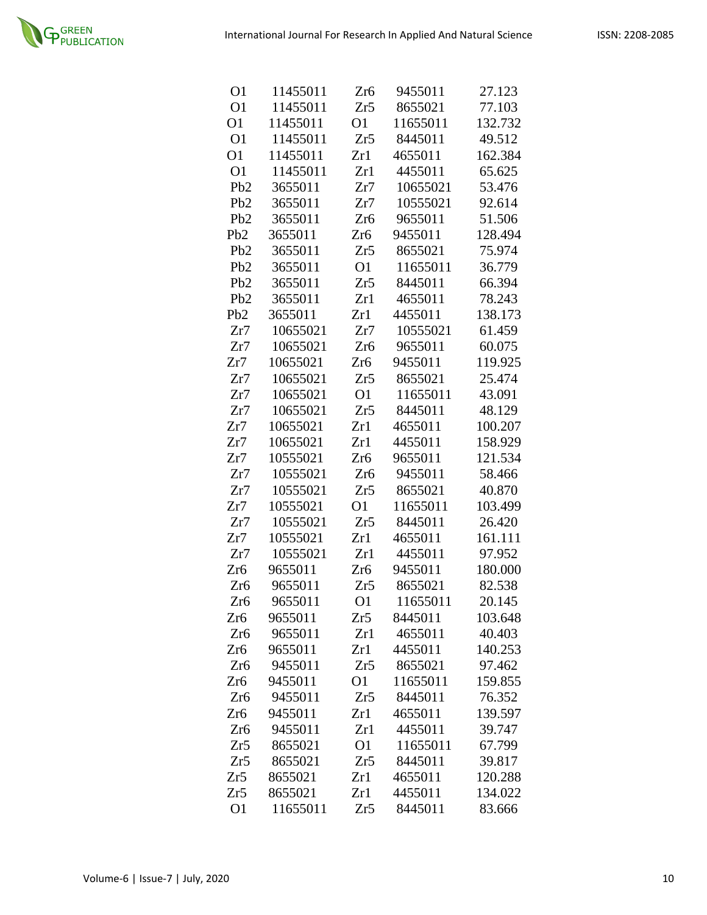| | | | | |
|---|---|---|---|---|
| O1 | 11455011 | Zr6 | 9455011 | 27.123 |
| O1 | 11455011 | Zr5 | 8655021 | 77.103 |
| O1 | 11455011 | O1 | 11655011 | 132.732 |
| O1 | 11455011 | Zr5 | 8445011 | 49.512 |
| O1 | 11455011 | Zr1 | 4655011 | 162.384 |
| O1 | 11455011 | Zr1 | 4455011 | 65.625 |
| Pb2 | 3655011 | Zr7 | 10655021 | 53.476 |
| Pb2 | 3655011 | Zr7 | 10555021 | 92.614 |
| Pb2 | 3655011 | Zr6 | 9655011 | 51.506 |
| Pb2 | 3655011 | Zr6 | 9455011 | 128.494 |
| Pb2 | 3655011 | Zr5 | 8655021 | 75.974 |
| Pb2 | 3655011 | O1 | 11655011 | 36.779 |
| Pb2 | 3655011 | Zr5 | 8445011 | 66.394 |
| Pb2 | 3655011 | Zr1 | 4655011 | 78.243 |
| Pb2 | 3655011 | Zr1 | 4455011 | 138.173 |
| Zr7 | 10655021 | Zr7 | 10555021 | 61.459 |
| Zr7 | 10655021 | Zr6 | 9655011 | 60.075 |
| Zr7 | 10655021 | Zr6 | 9455011 | 119.925 |
| Zr7 | 10655021 | Zr5 | 8655021 | 25.474 |
| Zr7 | 10655021 | O1 | 11655011 | 43.091 |
| Zr7 | 10655021 | Zr5 | 8445011 | 48.129 |
| Zr7 | 10655021 | Zr1 | 4655011 | 100.207 |
| Zr7 | 10655021 | Zr1 | 4455011 | 158.929 |
| Zr7 | 10555021 | Zr6 | 9655011 | 121.534 |
| Zr7 | 10555021 | Zr6 | 9455011 | 58.466 |
| Zr7 | 10555021 | Zr5 | 8655021 | 40.870 |
| Zr7 | 10555021 | O1 | 11655011 | 103.499 |
| Zr7 | 10555021 | Zr5 | 8445011 | 26.420 |
| Zr7 | 10555021 | Zr1 | 4655011 | 161.111 |
| Zr7 | 10555021 | Zr1 | 4455011 | 97.952 |
| Zr6 | 9655011 | Zr6 | 9455011 | 180.000 |
| Zr6 | 9655011 | Zr5 | 8655021 | 82.538 |
| Zr6 | 9655011 | O1 | 11655011 | 20.145 |
| Zr6 | 9655011 | Zr5 | 8445011 | 103.648 |
| Zr6 | 9655011 | Zr1 | 4655011 | 40.403 |
| Zr6 | 9655011 | Zr1 | 4455011 | 140.253 |
| Zr6 | 9455011 | Zr5 | 8655021 | 97.462 |
| Zr6 | 9455011 | O1 | 11655011 | 159.855 |
| Zr6 | 9455011 | Zr5 | 8445011 | 76.352 |
| Zr6 | 9455011 | Zr1 | 4655011 | 139.597 |
| Zr6 | 9455011 | Zr1 | 4455011 | 39.747 |
| Zr5 | 8655021 | O1 | 11655011 | 67.799 |
| Zr5 | 8655021 | Zr5 | 8445011 | 39.817 |
| Zr5 | 8655021 | Zr1 | 4655011 | 120.288 |
| Zr5 | 8655021 | Zr1 | 4455011 | 134.022 |
| O1 | 11655011 | Zr5 | 8445011 | 83.666 |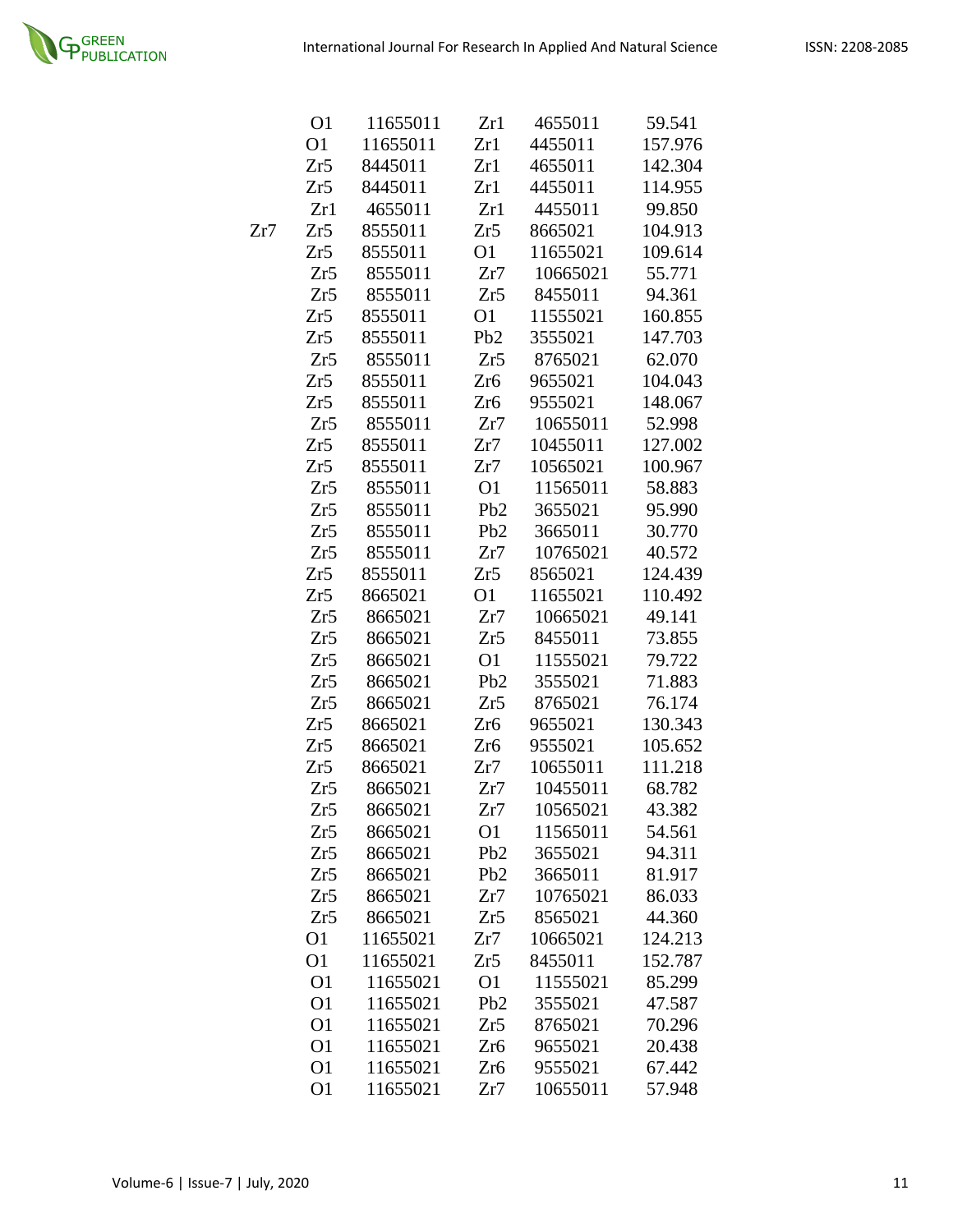| | | | | | |
|---|---|---|---|---|---|
| | O1 | 11655011 | Zr1 | 4655011 | 59.541 |
| | O1 | 11655011 | Zr1 | 4455011 | 157.976 |
| | Zr5 | 8445011 | Zr1 | 4655011 | 142.304 |
| | Zr5 | 8445011 | Zr1 | 4455011 | 114.955 |
| | Zr1 | 4655011 | Zr1 | 4455011 | 99.850 |
| Zr7 | Zr5 | 8555011 | Zr5 | 8665021 | 104.913 |
| | Zr5 | 8555011 | O1 | 11655021 | 109.614 |
| | Zr5 | 8555011 | Zr7 | 10665021 | 55.771 |
| | Zr5 | 8555011 | Zr5 | 8455011 | 94.361 |
| | Zr5 | 8555011 | O1 | 11555021 | 160.855 |
| | Zr5 | 8555011 | Pb2 | 3555021 | 147.703 |
| | Zr5 | 8555011 | Zr5 | 8765021 | 62.070 |
| | Zr5 | 8555011 | Zr6 | 9655021 | 104.043 |
| | Zr5 | 8555011 | Zr6 | 9555021 | 148.067 |
| | Zr5 | 8555011 | Zr7 | 10655011 | 52.998 |
| | Zr5 | 8555011 | Zr7 | 10455011 | 127.002 |
| | Zr5 | 8555011 | Zr7 | 10565021 | 100.967 |
| | Zr5 | 8555011 | O1 | 11565011 | 58.883 |
| | Zr5 | 8555011 | Pb2 | 3655021 | 95.990 |
| | Zr5 | 8555011 | Pb2 | 3665011 | 30.770 |
| | Zr5 | 8555011 | Zr7 | 10765021 | 40.572 |
| | Zr5 | 8555011 | Zr5 | 8565021 | 124.439 |
| | Zr5 | 8665021 | O1 | 11655021 | 110.492 |
| | Zr5 | 8665021 | Zr7 | 10665021 | 49.141 |
| | Zr5 | 8665021 | Zr5 | 8455011 | 73.855 |
| | Zr5 | 8665021 | O1 | 11555021 | 79.722 |
| | Zr5 | 8665021 | Pb2 | 3555021 | 71.883 |
| | Zr5 | 8665021 | Zr5 | 8765021 | 76.174 |
| | Zr5 | 8665021 | Zr6 | 9655021 | 130.343 |
| | Zr5 | 8665021 | Zr6 | 9555021 | 105.652 |
| | Zr5 | 8665021 | Zr7 | 10655011 | 111.218 |
| | Zr5 | 8665021 | Zr7 | 10455011 | 68.782 |
| | Zr5 | 8665021 | Zr7 | 10565021 | 43.382 |
| | Zr5 | 8665021 | O1 | 11565011 | 54.561 |
| | Zr5 | 8665021 | Pb2 | 3655021 | 94.311 |
| | Zr5 | 8665021 | Pb2 | 3665011 | 81.917 |
| | Zr5 | 8665021 | Zr7 | 10765021 | 86.033 |
| | Zr5 | 8665021 | Zr5 | 8565021 | 44.360 |
| | O1 | 11655021 | Zr7 | 10665021 | 124.213 |
| | O1 | 11655021 | Zr5 | 8455011 | 152.787 |
| | O1 | 11655021 | O1 | 11555021 | 85.299 |
| | O1 | 11655021 | Pb2 | 3555021 | 47.587 |
| | O1 | 11655021 | Zr5 | 8765021 | 70.296 |
| | O1 | 11655021 | Zr6 | 9655021 | 20.438 |
| | O1 | 11655021 | Zr6 | 9555021 | 67.442 |
| | O1 | 11655021 | Zr7 | 10655011 | 57.948 |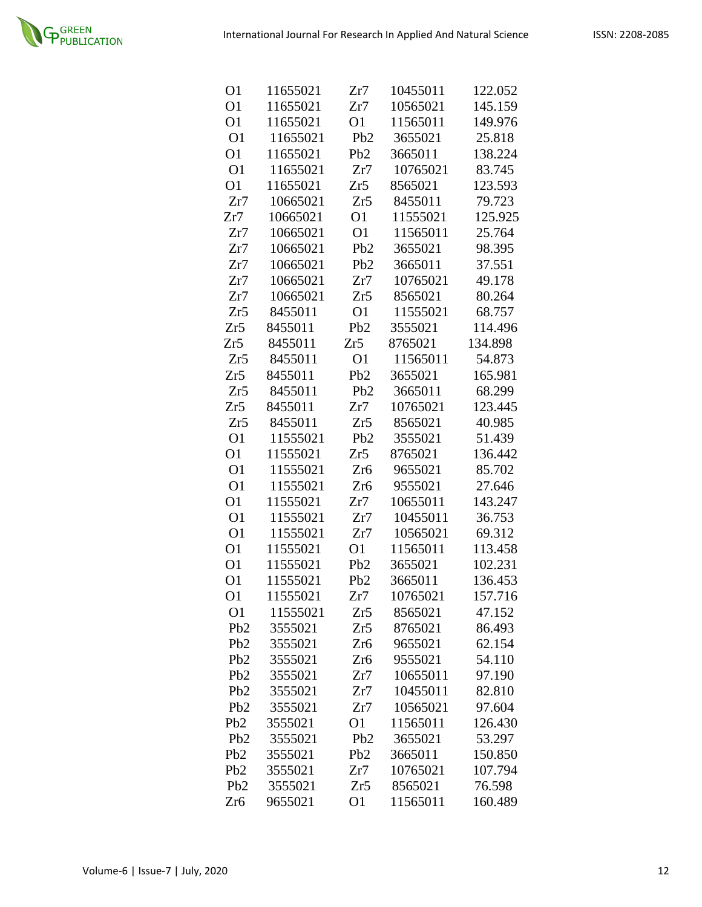| | | | | |
|---|---|---|---|---|
| O1 | 11655021 | Zr7 | 10455011 | 122.052 |
| O1 | 11655021 | Zr7 | 10565021 | 145.159 |
| O1 | 11655021 | O1 | 11565011 | 149.976 |
| O1 | 11655021 | Pb2 | 3655021 | 25.818 |
| O1 | 11655021 | Pb2 | 3665011 | 138.224 |
| O1 | 11655021 | Zr7 | 10765021 | 83.745 |
| O1 | 11655021 | Zr5 | 8565021 | 123.593 |
| Zr7 | 10665021 | Zr5 | 8455011 | 79.723 |
| Zr7 | 10665021 | O1 | 11555021 | 125.925 |
| Zr7 | 10665021 | O1 | 11565011 | 25.764 |
| Zr7 | 10665021 | Pb2 | 3655021 | 98.395 |
| Zr7 | 10665021 | Pb2 | 3665011 | 37.551 |
| Zr7 | 10665021 | Zr7 | 10765021 | 49.178 |
| Zr7 | 10665021 | Zr5 | 8565021 | 80.264 |
| Zr5 | 8455011 | O1 | 11555021 | 68.757 |
| Zr5 | 8455011 | Pb2 | 3555021 | 114.496 |
| Zr5 | 8455011 | Zr5 | 8765021 | 134.898 |
| Zr5 | 8455011 | O1 | 11565011 | 54.873 |
| Zr5 | 8455011 | Pb2 | 3655021 | 165.981 |
| Zr5 | 8455011 | Pb2 | 3665011 | 68.299 |
| Zr5 | 8455011 | Zr7 | 10765021 | 123.445 |
| Zr5 | 8455011 | Zr5 | 8565021 | 40.985 |
| O1 | 11555021 | Pb2 | 3555021 | 51.439 |
| O1 | 11555021 | Zr5 | 8765021 | 136.442 |
| O1 | 11555021 | Zr6 | 9655021 | 85.702 |
| O1 | 11555021 | Zr6 | 9555021 | 27.646 |
| O1 | 11555021 | Zr7 | 10655011 | 143.247 |
| O1 | 11555021 | Zr7 | 10455011 | 36.753 |
| O1 | 11555021 | Zr7 | 10565021 | 69.312 |
| O1 | 11555021 | O1 | 11565011 | 113.458 |
| O1 | 11555021 | Pb2 | 3655021 | 102.231 |
| O1 | 11555021 | Pb2 | 3665011 | 136.453 |
| O1 | 11555021 | Zr7 | 10765021 | 157.716 |
| O1 | 11555021 | Zr5 | 8565021 | 47.152 |
| Pb2 | 3555021 | Zr5 | 8765021 | 86.493 |
| Pb2 | 3555021 | Zr6 | 9655021 | 62.154 |
| Pb2 | 3555021 | Zr6 | 9555021 | 54.110 |
| Pb2 | 3555021 | Zr7 | 10655011 | 97.190 |
| Pb2 | 3555021 | Zr7 | 10455011 | 82.810 |
| Pb2 | 3555021 | Zr7 | 10565021 | 97.604 |
| Pb2 | 3555021 | O1 | 11565011 | 126.430 |
| Pb2 | 3555021 | Pb2 | 3655021 | 53.297 |
| Pb2 | 3555021 | Pb2 | 3665011 | 150.850 |
| Pb2 | 3555021 | Zr7 | 10765021 | 107.794 |
| Pb2 | 3555021 | Zr5 | 8565021 | 76.598 |
| Zr6 | 9655021 | O1 | 11565011 | 160.489 |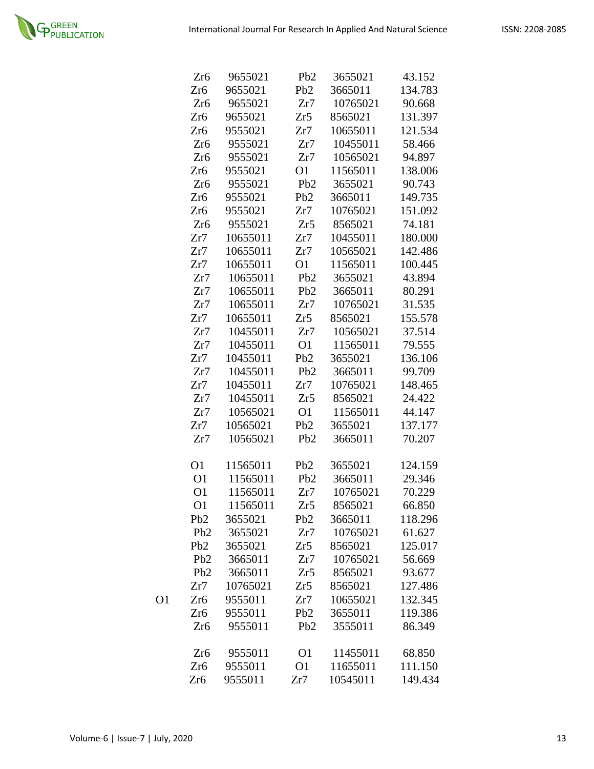| | | | | | |
|---|---|---|---|---|---|
| | Zr6 | 9655021 | Pb2 | 3655021 | 43.152 |
| | Zr6 | 9655021 | Pb2 | 3665011 | 134.783 |
| | Zr6 | 9655021 | Zr7 | 10765021 | 90.668 |
| | Zr6 | 9655021 | Zr5 | 8565021 | 131.397 |
| | Zr6 | 9555021 | Zr7 | 10655011 | 121.534 |
| | Zr6 | 9555021 | Zr7 | 10455011 | 58.466 |
| | Zr6 | 9555021 | Zr7 | 10565021 | 94.897 |
| | Zr6 | 9555021 | O1 | 11565011 | 138.006 |
| | Zr6 | 9555021 | Pb2 | 3655021 | 90.743 |
| | Zr6 | 9555021 | Pb2 | 3665011 | 149.735 |
| | Zr6 | 9555021 | Zr7 | 10765021 | 151.092 |
| | Zr6 | 9555021 | Zr5 | 8565021 | 74.181 |
| | Zr7 | 10655011 | Zr7 | 10455011 | 180.000 |
| | Zr7 | 10655011 | Zr7 | 10565021 | 142.486 |
| | Zr7 | 10655011 | O1 | 11565011 | 100.445 |
| | Zr7 | 10655011 | Pb2 | 3655021 | 43.894 |
| | Zr7 | 10655011 | Pb2 | 3665011 | 80.291 |
| | Zr7 | 10655011 | Zr7 | 10765021 | 31.535 |
| | Zr7 | 10655011 | Zr5 | 8565021 | 155.578 |
| | Zr7 | 10455011 | Zr7 | 10565021 | 37.514 |
| | Zr7 | 10455011 | O1 | 11565011 | 79.555 |
| | Zr7 | 10455011 | Pb2 | 3655021 | 136.106 |
| | Zr7 | 10455011 | Pb2 | 3665011 | 99.709 |
| | Zr7 | 10455011 | Zr7 | 10765021 | 148.465 |
| | Zr7 | 10455011 | Zr5 | 8565021 | 24.422 |
| | Zr7 | 10565021 | O1 | 11565011 | 44.147 |
| | Zr7 | 10565021 | Pb2 | 3655021 | 137.177 |
| | Zr7 | 10565021 | Pb2 | 3665011 | 70.207 |
| | O1 | 11565011 | Pb2 | 3655021 | 124.159 |
| | O1 | 11565011 | Pb2 | 3665011 | 29.346 |
| | O1 | 11565011 | Zr7 | 10765021 | 70.229 |
| | O1 | 11565011 | Zr5 | 8565021 | 66.850 |
| | Pb2 | 3655021 | Pb2 | 3665011 | 118.296 |
| | Pb2 | 3655021 | Zr7 | 10765021 | 61.627 |
| | Pb2 | 3655021 | Zr5 | 8565021 | 125.017 |
| | Pb2 | 3665011 | Zr7 | 10765021 | 56.669 |
| | Pb2 | 3665011 | Zr5 | 8565021 | 93.677 |
| | Zr7 | 10765021 | Zr5 | 8565021 | 127.486 |
| O1 | Zr6 | 9555011 | Zr7 | 10655021 | 132.345 |
| | Zr6 | 9555011 | Pb2 | 3655011 | 119.386 |
| | Zr6 | 9555011 | Pb2 | 3555011 | 86.349 |
| | Zr6 | 9555011 | O1 | 11455011 | 68.850 |
| | Zr6 | 9555011 | O1 | 11655011 | 111.150 |
| | Zr6 | 9555011 | Zr7 | 10545011 | 149.434 |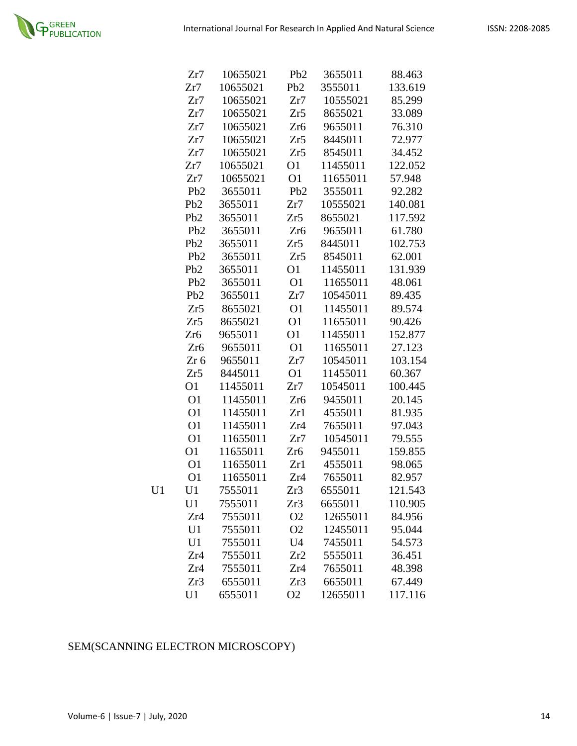|  |  |  |  |  |  |
|---|---|---|---|---|---|
|  | Zr7 | 10655021 | Pb2 | 3655011 | 88.463 |
|  | Zr7 | 10655021 | Pb2 | 3555011 | 133.619 |
|  | Zr7 | 10655021 | Zr7 | 10555021 | 85.299 |
|  | Zr7 | 10655021 | Zr5 | 8655021 | 33.089 |
|  | Zr7 | 10655021 | Zr6 | 9655011 | 76.310 |
|  | Zr7 | 10655021 | Zr5 | 8445011 | 72.977 |
|  | Zr7 | 10655021 | Zr5 | 8545011 | 34.452 |
|  | Zr7 | 10655021 | O1 | 11455011 | 122.052 |
|  | Zr7 | 10655021 | O1 | 11655011 | 57.948 |
|  | Pb2 | 3655011 | Pb2 | 3555011 | 92.282 |
|  | Pb2 | 3655011 | Zr7 | 10555021 | 140.081 |
|  | Pb2 | 3655011 | Zr5 | 8655021 | 117.592 |
|  | Pb2 | 3655011 | Zr6 | 9655011 | 61.780 |
|  | Pb2 | 3655011 | Zr5 | 8445011 | 102.753 |
|  | Pb2 | 3655011 | Zr5 | 8545011 | 62.001 |
|  | Pb2 | 3655011 | O1 | 11455011 | 131.939 |
|  | Pb2 | 3655011 | O1 | 11655011 | 48.061 |
|  | Pb2 | 3655011 | Zr7 | 10545011 | 89.435 |
|  | Zr5 | 8655021 | O1 | 11455011 | 89.574 |
|  | Zr5 | 8655021 | O1 | 11655011 | 90.426 |
|  | Zr6 | 9655011 | O1 | 11455011 | 152.877 |
|  | Zr6 | 9655011 | O1 | 11655011 | 27.123 |
|  | Zr 6 | 9655011 | Zr7 | 10545011 | 103.154 |
|  | Zr5 | 8445011 | O1 | 11455011 | 60.367 |
|  | O1 | 11455011 | Zr7 | 10545011 | 100.445 |
|  | O1 | 11455011 | Zr6 | 9455011 | 20.145 |
|  | O1 | 11455011 | Zr1 | 4555011 | 81.935 |
|  | O1 | 11455011 | Zr4 | 7655011 | 97.043 |
|  | O1 | 11655011 | Zr7 | 10545011 | 79.555 |
|  | O1 | 11655011 | Zr6 | 9455011 | 159.855 |
|  | O1 | 11655011 | Zr1 | 4555011 | 98.065 |
|  | O1 | 11655011 | Zr4 | 7655011 | 82.957 |
| U1 | U1 | 7555011 | Zr3 | 6555011 | 121.543 |
|  | U1 | 7555011 | Zr3 | 6655011 | 110.905 |
|  | Zr4 | 7555011 | O2 | 12655011 | 84.956 |
|  | U1 | 7555011 | O2 | 12455011 | 95.044 |
|  | U1 | 7555011 | U4 | 7455011 | 54.573 |
|  | Zr4 | 7555011 | Zr2 | 5555011 | 36.451 |
|  | Zr4 | 7555011 | Zr4 | 7655011 | 48.398 |
|  | Zr3 | 6555011 | Zr3 | 6655011 | 67.449 |
|  | U1 | 6555011 | O2 | 12655011 | 117.116 |

SEM(SCANNING ELECTRON MICROSCOPY)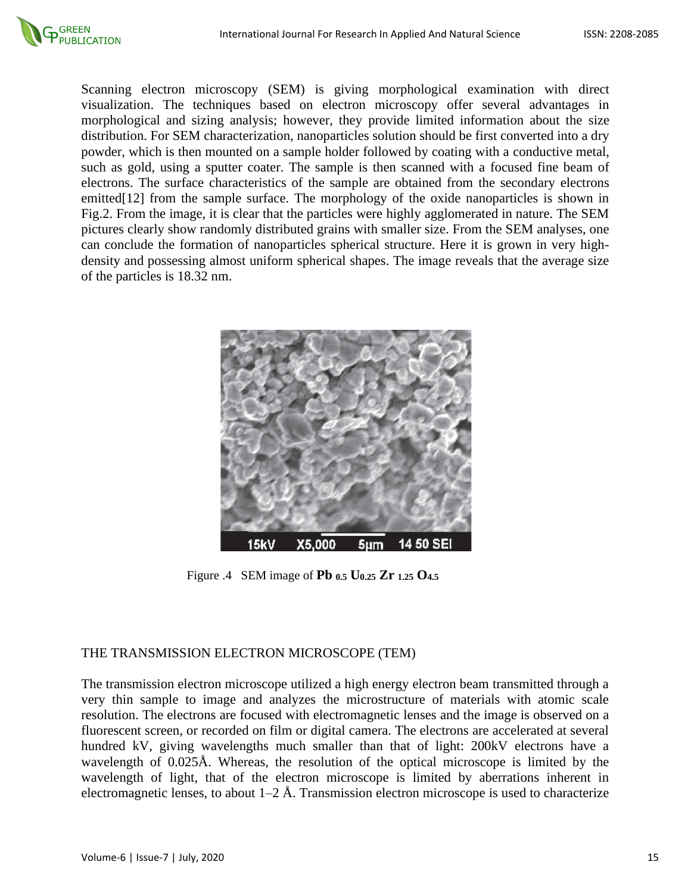Scanning electron microscopy (SEM) is giving morphological examination with direct visualization. The techniques based on electron microscopy offer several advantages in morphological and sizing analysis; however, they provide limited information about the size distribution. For SEM characterization, nanoparticles solution should be first converted into a dry powder, which is then mounted on a sample holder followed by coating with a conductive metal, such as gold, using a sputter coater. The sample is then scanned with a focused fine beam of electrons. The surface characteristics of the sample are obtained from the secondary electrons emitted[12] from the sample surface. The morphology of the oxide nanoparticles is shown in Fig.2. From the image, it is clear that the particles were highly agglomerated in nature. The SEM pictures clearly show randomly distributed grains with smaller size. From the SEM analyses, one can conclude the formation of nanoparticles spherical structure. Here it is grown in very high-density and possessing almost uniform spherical shapes. The image reveals that the average size of the particles is 18.32 nm.

Figure .4 SEM image of $Pb_{0.5}U_{0.25}Zr_{1.25}O_{4.5}$

THE TRANSMISSION ELECTRON MICROSCOPE (TEM)

The transmission electron microscope utilized a high energy electron beam transmitted through a very thin sample to image and analyzes the microstructure of materials with atomic scale resolution. The electrons are focused with electromagnetic lenses and the image is observed on a fluorescent screen, or recorded on film or digital camera. The electrons are accelerated at several hundred kV, giving wavelengths much smaller than that of light: 200kV electrons have a wavelength of 0.025Å. Whereas, the resolution of the optical microscope is limited by the wavelength of light, that of the electron microscope is limited by aberrations inherent in electromagnetic lenses, to about 1–2 Å. Transmission electron microscope is used to characterize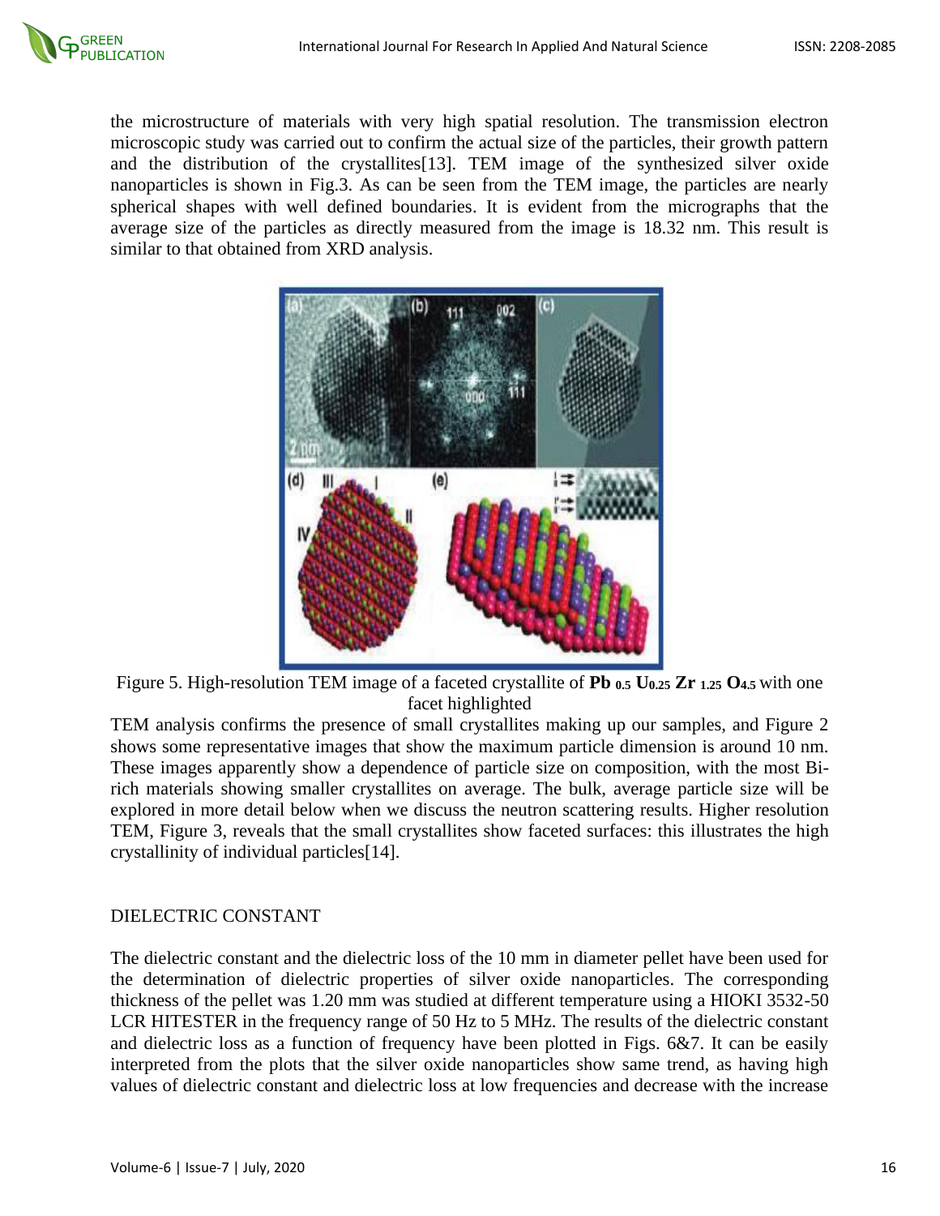the microstructure of materials with very high spatial resolution. The transmission electron microscopic study was carried out to confirm the actual size of the particles, their growth pattern and the distribution of the crystallites[13]. TEM image of the synthesized silver oxide nanoparticles is shown in Fig.3. As can be seen from the TEM image, the particles are nearly spherical shapes with well defined boundaries. It is evident from the micrographs that the average size of the particles as directly measured from the image is 18.32 nm. This result is similar to that obtained from XRD analysis.

Figure 5. High-resolution TEM image of a faceted crystallite of **$Pb_{0.5}$ $U_{0.25}$ $Zr_{1.25}$ $O_{4.5}$** with one facet highlighted

TEM analysis confirms the presence of small crystallites making up our samples, and Figure 2 shows some representative images that show the maximum particle dimension is around 10 nm. These images apparently show a dependence of particle size on composition, with the most Bi-rich materials showing smaller crystallites on average. The bulk, average particle size will be explored in more detail below when we discuss the neutron scattering results. Higher resolution TEM, Figure 3, reveals that the small crystallites show faceted surfaces: this illustrates the high crystallinity of individual particles[14].

## DIELECTRIC CONSTANT

The dielectric constant and the dielectric loss of the 10 mm in diameter pellet have been used for the determination of dielectric properties of silver oxide nanoparticles. The corresponding thickness of the pellet was 1.20 mm was studied at different temperature using a HIOKI 3532-50 LCR HITESTER in the frequency range of 50 Hz to 5 MHz. The results of the dielectric constant and dielectric loss as a function of frequency have been plotted in Figs. 6&7. It can be easily interpreted from the plots that the silver oxide nanoparticles show same trend, as having high values of dielectric constant and dielectric loss at low frequencies and decrease with the increase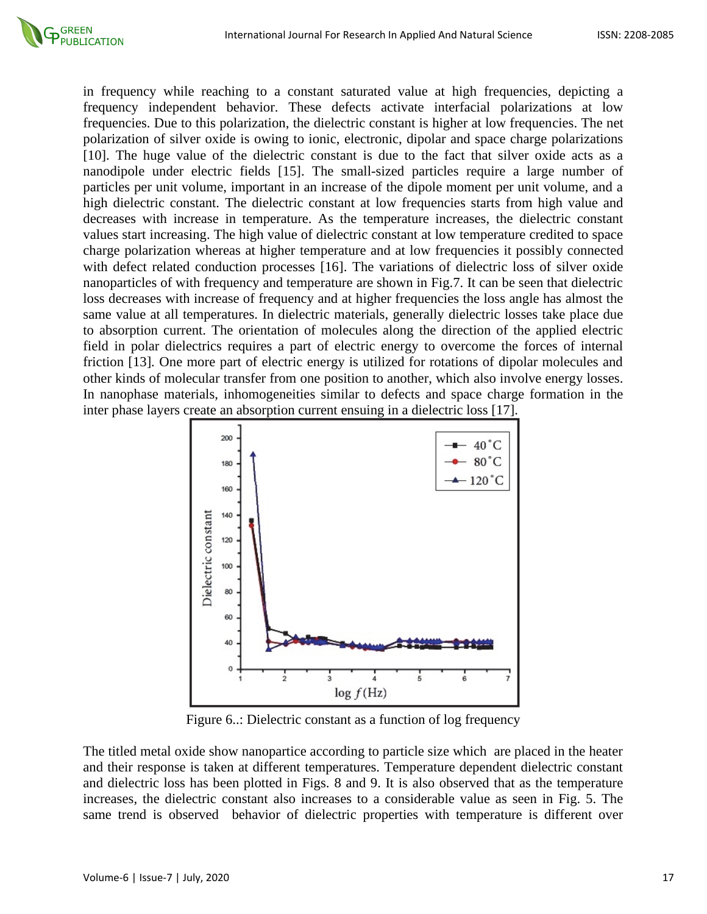in frequency while reaching to a constant saturated value at high frequencies, depicting a frequency independent behavior. These defects activate interfacial polarizations at low frequencies. Due to this polarization, the dielectric constant is higher at low frequencies. The net polarization of silver oxide is owing to ionic, electronic, dipolar and space charge polarizations [10]. The huge value of the dielectric constant is due to the fact that silver oxide acts as a nanodipole under electric fields [15]. The small-sized particles require a large number of particles per unit volume, important in an increase of the dipole moment per unit volume, and a high dielectric constant. The dielectric constant at low frequencies starts from high value and decreases with increase in temperature. As the temperature increases, the dielectric constant values start increasing. The high value of dielectric constant at low temperature credited to space charge polarization whereas at higher temperature and at low frequencies it possibly connected with defect related conduction processes [16]. The variations of dielectric loss of silver oxide nanoparticles of with frequency and temperature are shown in Fig.7. It can be seen that dielectric loss decreases with increase of frequency and at higher frequencies the loss angle has almost the same value at all temperatures. In dielectric materials, generally dielectric losses take place due to absorption current. The orientation of molecules along the direction of the applied electric field in polar dielectrics requires a part of electric energy to overcome the forces of internal friction [13]. One more part of electric energy is utilized for rotations of dipolar molecules and other kinds of molecular transfer from one position to another, which also involve energy losses. In nanophase materials, inhomogeneities similar to defects and space charge formation in the inter phase layers create an absorption current ensuing in a dielectric loss [17].

Figure 6..: Dielectric constant as a function of log frequency

The titled metal oxide show nanopartice according to particle size which are placed in the heater and their response is taken at different temperatures. Temperature dependent dielectric constant and dielectric loss has been plotted in Figs. 8 and 9. It is also observed that as the temperature increases, the dielectric constant also increases to a considerable value as seen in Fig. 5. The same trend is observed behavior of dielectric properties with temperature is different over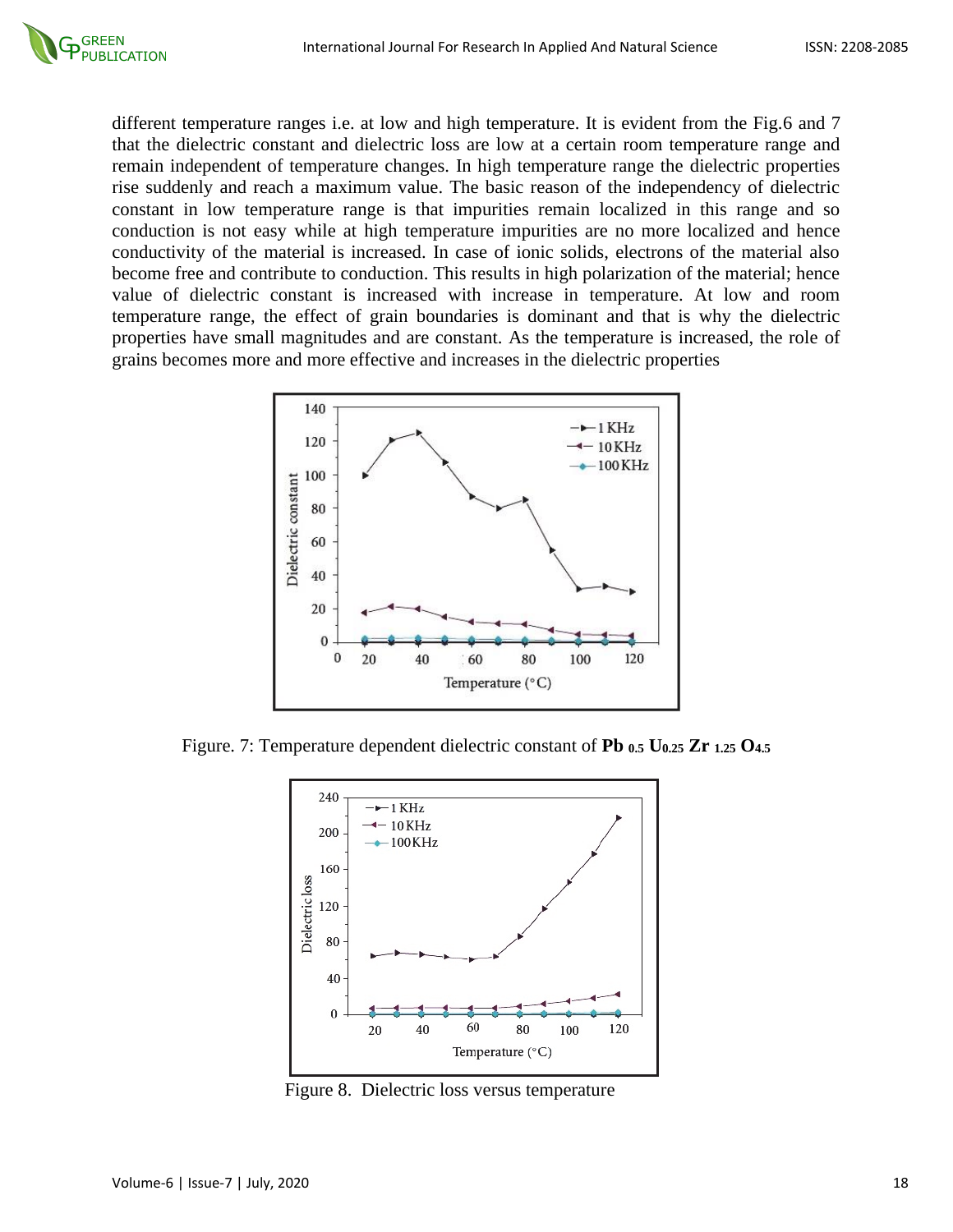different temperature ranges i.e. at low and high temperature. It is evident from the Fig.6 and 7 that the dielectric constant and dielectric loss are low at a certain room temperature range and remain independent of temperature changes. In high temperature range the dielectric properties rise suddenly and reach a maximum value. The basic reason of the independency of dielectric constant in low temperature range is that impurities remain localized in this range and so conduction is not easy while at high temperature impurities are no more localized and hence conductivity of the material is increased. In case of ionic solids, electrons of the material also become free and contribute to conduction. This results in high polarization of the material; hence value of dielectric constant is increased with increase in temperature. At low and room temperature range, the effect of grain boundaries is dominant and that is why the dielectric properties have small magnitudes and are constant. As the temperature is increased, the role of grains becomes more and more effective and increases in the dielectric properties

Figure. 7: Temperature dependent dielectric constant of **$Pb_{0.5}U_{0.25}Zr_{1.25}O_{4.5}$**

Figure 8. Dielectric loss versus temperature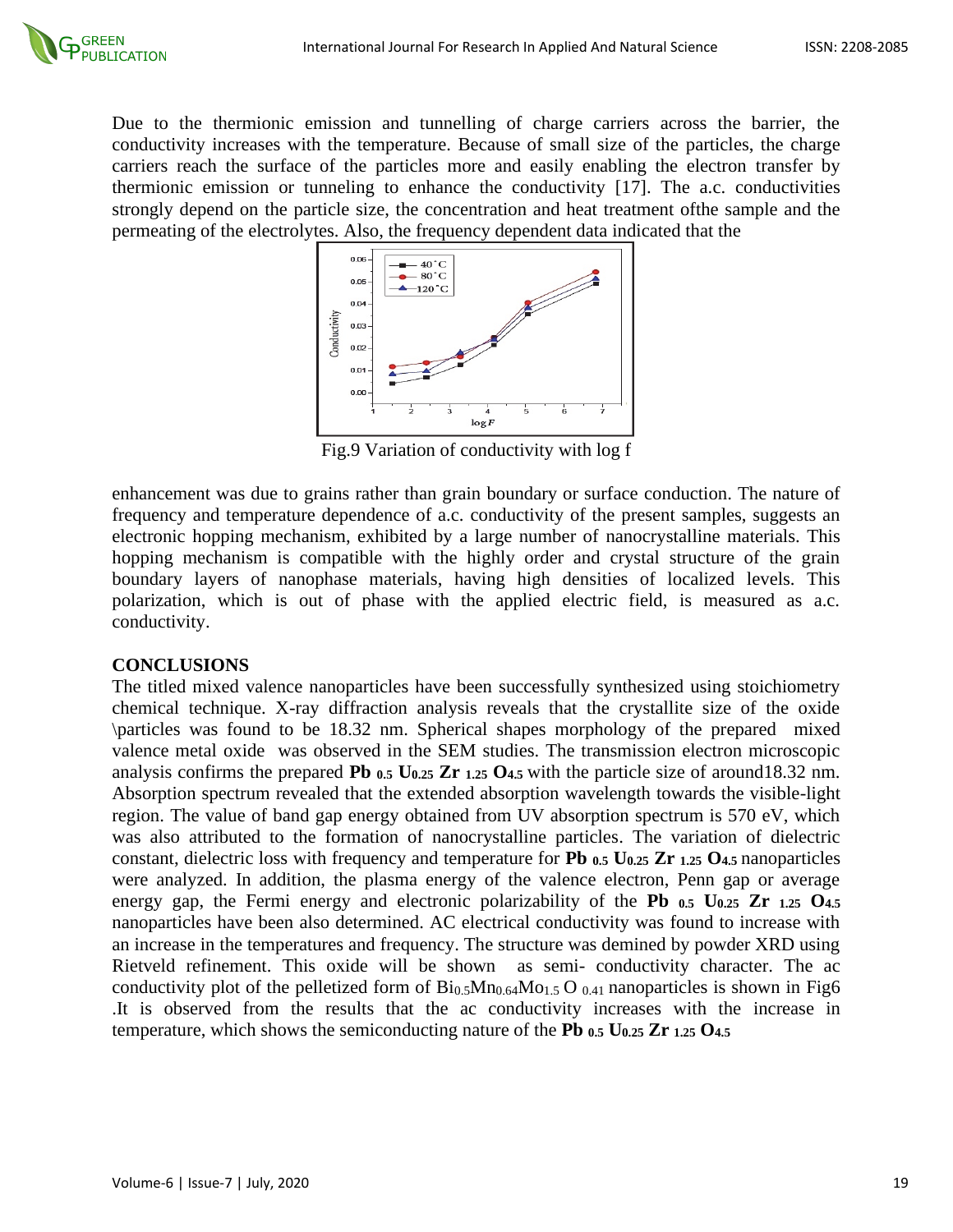Due to the thermionic emission and tunnelling of charge carriers across the barrier, the conductivity increases with the temperature. Because of small size of the particles, the charge carriers reach the surface of the particles more and easily enabling the electron transfer by thermionic emission or tunneling to enhance the conductivity [17]. The a.c. conductivities strongly depend on the particle size, the concentration and heat treatment ofthe sample and the permeating of the electrolytes. Also, the frequency dependent data indicated that the

Fig.9 Variation of conductivity with log f

enhancement was due to grains rather than grain boundary or surface conduction. The nature of frequency and temperature dependence of a.c. conductivity of the present samples, suggests an electronic hopping mechanism, exhibited by a large number of nanocrystalline materials. This hopping mechanism is compatible with the highly order and crystal structure of the grain boundary layers of nanophase materials, having high densities of localized levels. This polarization, which is out of phase with the applied electric field, is measured as a.c. conductivity.

## CONCLUSIONS

The titled mixed valence nanoparticles have been successfully synthesized using stoichiometry chemical technique. X-ray diffraction analysis reveals that the crystallite size of the oxide \particles was found to be 18.32 nm. Spherical shapes morphology of the prepared mixed valence metal oxide was observed in the SEM studies. The transmission electron microscopic analysis confirms the prepared $\mathbf{Pb_{0.5}\,U_{0.25}\,Zr_{1.25}\,O_{4.5}}$ with the particle size of around18.32 nm. Absorption spectrum revealed that the extended absorption wavelength towards the visible-light region. The value of band gap energy obtained from UV absorption spectrum is 570 eV, which was also attributed to the formation of nanocrystalline particles. The variation of dielectric constant, dielectric loss with frequency and temperature for $\mathbf{Pb_{0.5}\,U_{0.25}\,Zr_{1.25}\,O_{4.5}}$ nanoparticles were analyzed. In addition, the plasma energy of the valence electron, Penn gap or average energy gap, the Fermi energy and electronic polarizability of the $\mathbf{Pb_{0.5}\,U_{0.25}\,Zr_{1.25}\,O_{4.5}}$ nanoparticles have been also determined. AC electrical conductivity was found to increase with an increase in the temperatures and frequency. The structure was demined by powder XRD using Rietveld refinement. This oxide will be shown as semi- conductivity character. The ac conductivity plot of the pelletized form of $Bi_{0.5}Mn_{0.64}Mo_{1.5}O_{0.41}$ nanoparticles is shown in Fig6 .It is observed from the results that the ac conductivity increases with the increase in temperature, which shows the semiconducting nature of the $\mathbf{Pb_{0.5}\,U_{0.25}\,Zr_{1.25}\,O_{4.5}}$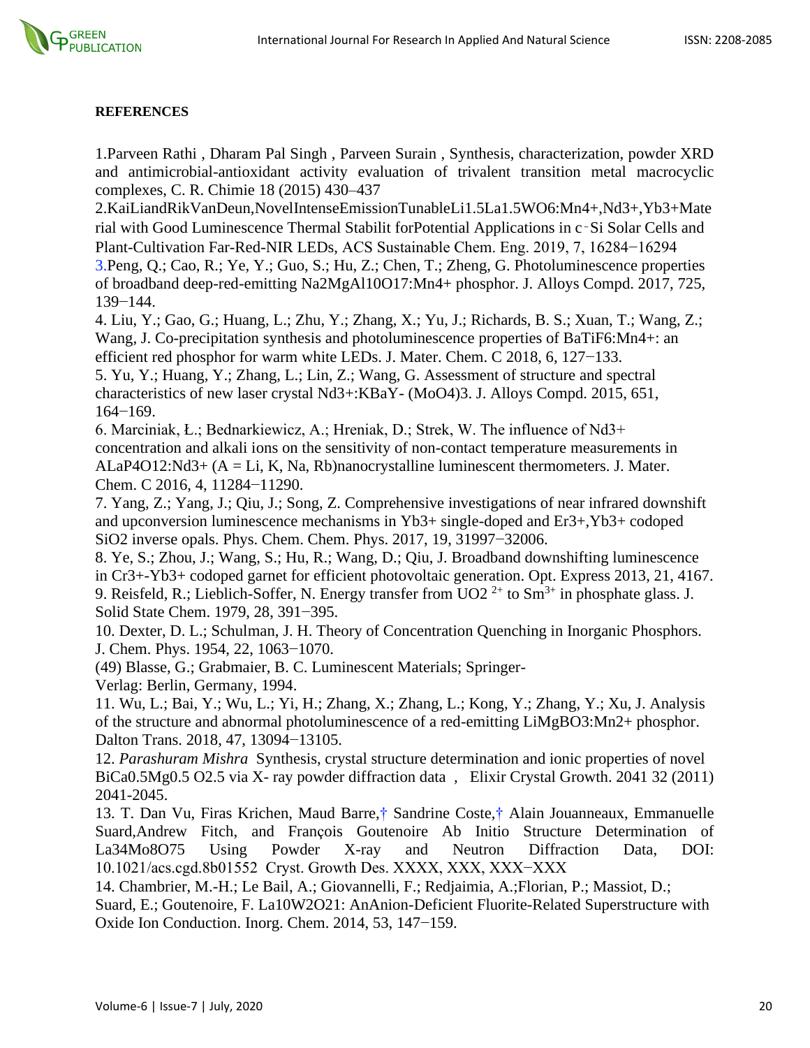**REFERENCES**

1.Parveen Rathi , Dharam Pal Singh , Parveen Surain , Synthesis, characterization, powder XRD and antimicrobial-antioxidant activity evaluation of trivalent transition metal macrocyclic complexes, C. R. Chimie 18 (2015) 430–437

2.KaiLiandRikVanDeun,NovelIntenseEmissionTunableLi1.5La1.5WO6:Mn4+,Nd3+,Yb3+Material with Good Luminescence Thermal Stabilit forPotential Applications in c‑Si Solar Cells and Plant-Cultivation Far-Red-NIR LEDs, ACS Sustainable Chem. Eng. 2019, 7, 16284−16294

3.Peng, Q.; Cao, R.; Ye, Y.; Guo, S.; Hu, Z.; Chen, T.; Zheng, G. Photoluminescence properties of broadband deep-red-emitting Na2MgAl10O17:Mn4+ phosphor. J. Alloys Compd. 2017, 725, 139−144.

4. Liu, Y.; Gao, G.; Huang, L.; Zhu, Y.; Zhang, X.; Yu, J.; Richards, B. S.; Xuan, T.; Wang, Z.; Wang, J. Co-precipitation synthesis and photoluminescence properties of BaTiF6:Mn4+: an efficient red phosphor for warm white LEDs. J. Mater. Chem. C 2018, 6, 127−133.

5. Yu, Y.; Huang, Y.; Zhang, L.; Lin, Z.; Wang, G. Assessment of structure and spectral characteristics of new laser crystal Nd3+:KBaY- (MoO4)3. J. Alloys Compd. 2015, 651, 164−169.

6. Marciniak, Ł.; Bednarkiewicz, A.; Hreniak, D.; Strek, W. The influence of Nd3+ concentration and alkali ions on the sensitivity of non-contact temperature measurements in ALaP4O12:Nd3+ (A = Li, K, Na, Rb)nanocrystalline luminescent thermometers. J. Mater. Chem. C 2016, 4, 11284−11290.

7. Yang, Z.; Yang, J.; Qiu, J.; Song, Z. Comprehensive investigations of near infrared downshift and upconversion luminescence mechanisms in Yb3+ single-doped and Er3+,Yb3+ codoped SiO2 inverse opals. Phys. Chem. Chem. Phys. 2017, 19, 31997−32006.

8. Ye, S.; Zhou, J.; Wang, S.; Hu, R.; Wang, D.; Qiu, J. Broadband downshifting luminescence in Cr3+-Yb3+ codoped garnet for efficient photovoltaic generation. Opt. Express 2013, 21, 4167.

9. Reisfeld, R.; Lieblich-Soffer, N. Energy transfer from $UO_2^{2+}$ to $Sm^{3+}$ in phosphate glass. J. Solid State Chem. 1979, 28, 391−395.

10. Dexter, D. L.; Schulman, J. H. Theory of Concentration Quenching in Inorganic Phosphors. J. Chem. Phys. 1954, 22, 1063−1070.

(49) Blasse, G.; Grabmaier, B. C. Luminescent Materials; Springer-Verlag: Berlin, Germany, 1994.

11. Wu, L.; Bai, Y.; Wu, L.; Yi, H.; Zhang, X.; Zhang, L.; Kong, Y.; Zhang, Y.; Xu, J. Analysis of the structure and abnormal photoluminescence of a red-emitting LiMgBO3:Mn2+ phosphor. Dalton Trans. 2018, 47, 13094−13105.

12. *Parashuram Mishra* Synthesis, crystal structure determination and ionic properties of novel BiCa0.5Mg0.5 O2.5 via X- ray powder diffraction data , Elixir Crystal Growth. 2041 32 (2011) 2041-2045.

13. T. Dan Vu, Firas Krichen, Maud Barre,† Sandrine Coste,† Alain Jouanneaux, Emmanuelle Suard,Andrew Fitch, and François Goutenoire Ab Initio Structure Determination of La34Mo8O75 Using Powder X-ray and Neutron Diffraction Data, DOI: 10.1021/acs.cgd.8b01552 Cryst. Growth Des. XXXX, XXX, XXX−XXX

14. Chambrier, M.-H.; Le Bail, A.; Giovannelli, F.; Redjaimia, A.;Florian, P.; Massiot, D.; Suard, E.; Goutenoire, F. La10W2O21: AnAnion-Deficient Fluorite-Related Superstructure with Oxide Ion Conduction. Inorg. Chem. 2014, 53, 147−159.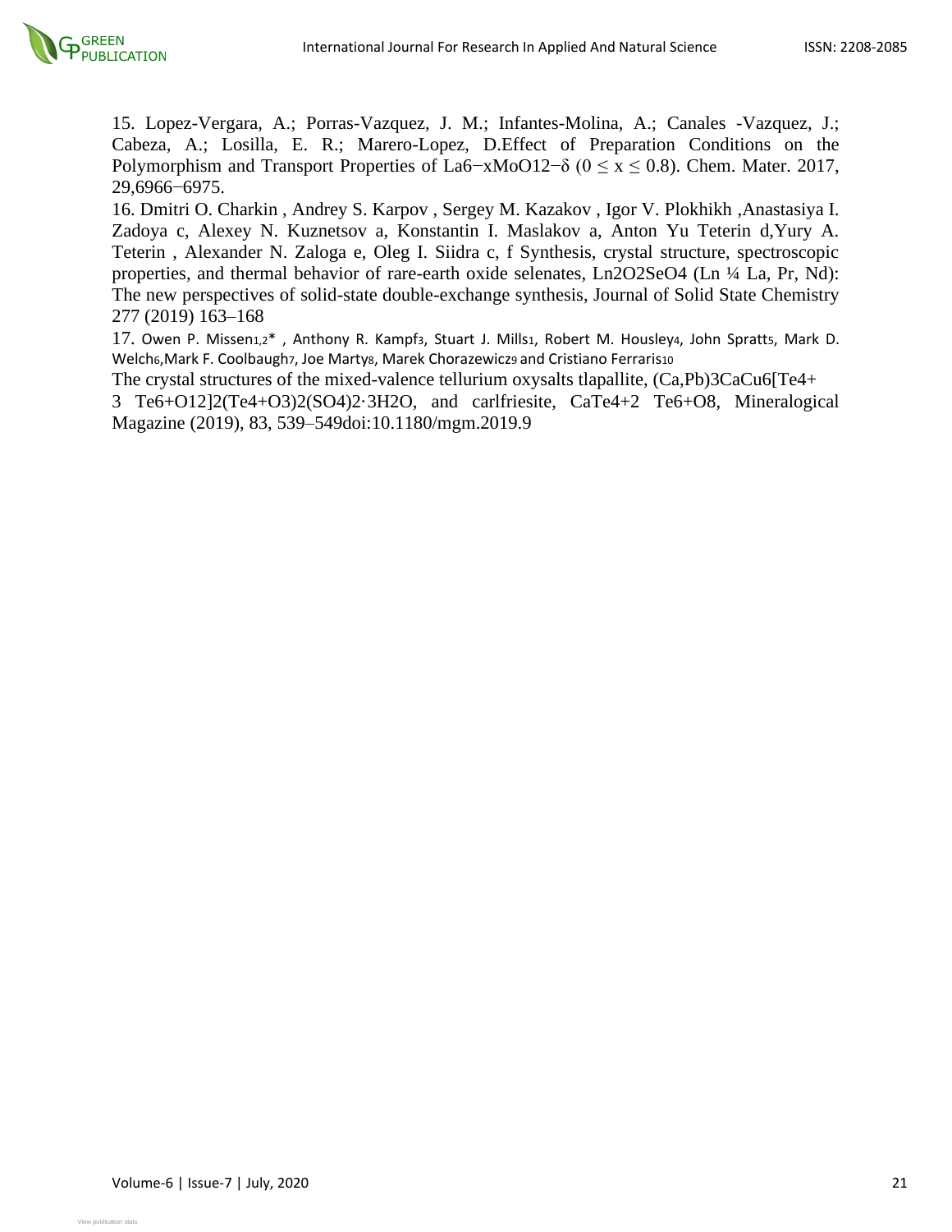15. Lopez-Vergara, A.; Porras-Vazquez, J. M.; Infantes-Molina, A.; Canales -Vazquez, J.; Cabeza, A.; Losilla, E. R.; Marero-Lopez, D.Effect of Preparation Conditions on the Polymorphism and Transport Properties of $La_{6-x}MoO_{12-\delta}$ ($0 \leq x \leq 0.8$). Chem. Mater. 2017, 29,6966−6975.

16. Dmitri O. Charkin , Andrey S. Karpov , Sergey M. Kazakov , Igor V. Plokhikh ,Anastasiya I. Zadoya c, Alexey N. Kuznetsov a, Konstantin I. Maslakov a, Anton Yu Teterin d,Yury A. Teterin , Alexander N. Zaloga e, Oleg I. Siidra c, f Synthesis, crystal structure, spectroscopic properties, and thermal behavior of rare-earth oxide selenates, $Ln_2O_2SeO_4$ (Ln ¼ La, Pr, Nd): The new perspectives of solid-state double-exchange synthesis, Journal of Solid State Chemistry 277 (2019) 163–168

17. Owen P. Missen[1,2]* , Anthony R. Kampf[3], Stuart J. Mills[1], Robert M. Housley[4], John Spratt[5], Mark D. Welch[6],Mark F. Coolbaugh[7], Joe Marty[8], Marek Chorazewicz[9] and Cristiano Ferraris[10]
The crystal structures of the mixed-valence tellurium oxysalts tlapallite, $(Ca,Pb)_3CaCu_6[Te^{4+}_3Te^{6+}O_{12}]_2(Te^{4+}O_3)_2(SO_4)_2\cdot 3H_2O$, and carlfriesite, $CaTe^{4+}_2Te^{6+}O_8$, Mineralogical Magazine (2019), 83, 539–549doi:10.1180/mgm.2019.9